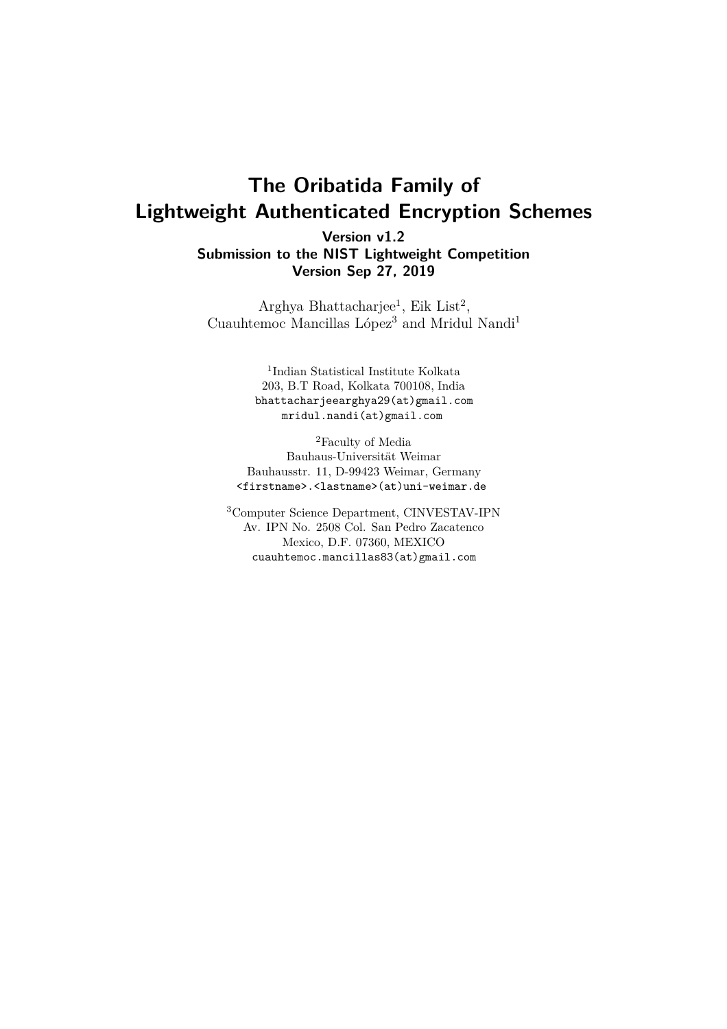# The Oribatida Family of Lightweight Authenticated Encryption Schemes

**Version v1.2**
**Submission to the NIST Lightweight Competition**
**Version Sep 27, 2019**

Arghya Bhattacharjee[1], Eik List[2],
Cuauhtemoc Mancillas López[3] and Mridul Nandi[1]

[1]Indian Statistical Institute Kolkata
203, B.T Road, Kolkata 700108, India
`bhattacharjeearghya29(at)gmail.com`
`mridul.nandi(at)gmail.com`

[2]Faculty of Media
Bauhaus-Universität Weimar
Bauhausstr. 11, D-99423 Weimar, Germany
`<firstname>.<lastname>(at)uni-weimar.de`

[3]Computer Science Department, CINVESTAV-IPN
Av. IPN No. 2508 Col. San Pedro Zacatenco
Mexico, D.F. 07360, MEXICO
`cuauhtemoc.mancillas83(at)gmail.com`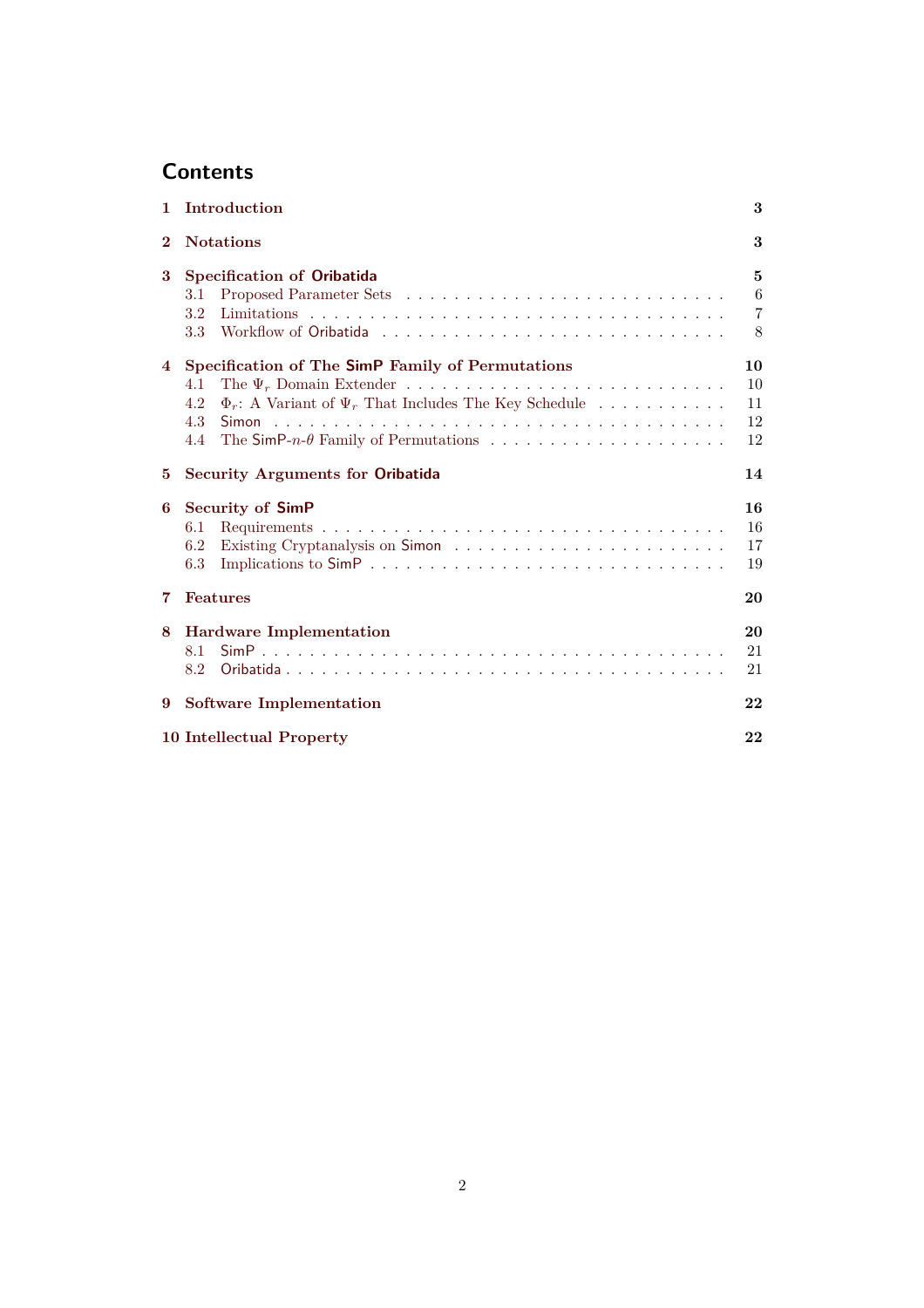# Contents

**1 Introduction** **3**

**2 Notations** **3**

**3 Specification of Oribatida** **5**
- 3.1 Proposed Parameter Sets . . . . . . . . . . . . . . . . . . . . . . . . . . . 6
- 3.2 Limitations . . . . . . . . . . . . . . . . . . . . . . . . . . . . . . . . . . . 7
- 3.3 Workflow of Oribatida . . . . . . . . . . . . . . . . . . . . . . . . . . . . 8

**4 Specification of The SimP Family of Permutations** **10**
- 4.1 The $\Psi_r$ Domain Extender . . . . . . . . . . . . . . . . . . . . . . . . . . 10
- 4.2 $\Phi_r$: A Variant of $\Psi_r$ That Includes The Key Schedule . . . . . . . . . . . 11
- 4.3 Simon . . . . . . . . . . . . . . . . . . . . . . . . . . . . . . . . . . . . . 12
- 4.4 The SimP-$n$-$\theta$ Family of Permutations . . . . . . . . . . . . . . . . . . . . 12

**5 Security Arguments for Oribatida** **14**

**6 Security of SimP** **16**
- 6.1 Requirements . . . . . . . . . . . . . . . . . . . . . . . . . . . . . . . . . 16
- 6.2 Existing Cryptanalysis on Simon . . . . . . . . . . . . . . . . . . . . . . . 17
- 6.3 Implications to SimP . . . . . . . . . . . . . . . . . . . . . . . . . . . . . 19

**7 Features** **20**

**8 Hardware Implementation** **20**
- 8.1 SimP . . . . . . . . . . . . . . . . . . . . . . . . . . . . . . . . . . . . . 21
- 8.2 Oribatida . . . . . . . . . . . . . . . . . . . . . . . . . . . . . . . . . . . 21

**9 Software Implementation** **22**

**10 Intellectual Property** **22**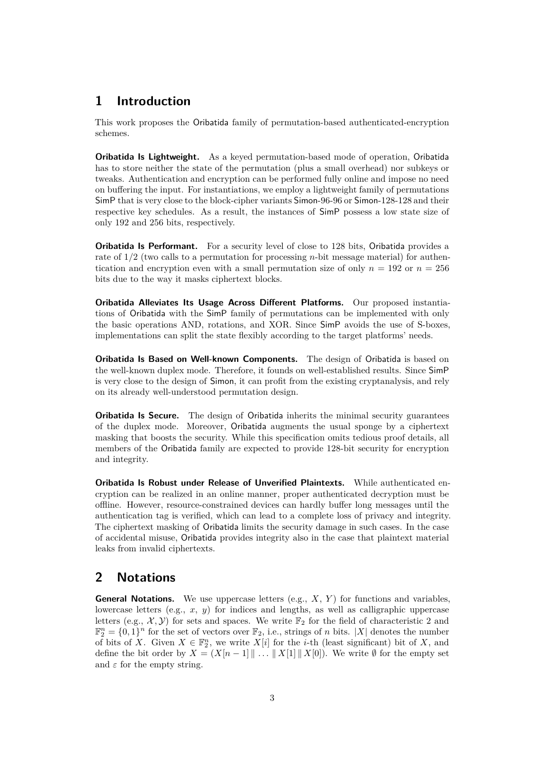# 1 Introduction

This work proposes the Oribatida family of permutation-based authenticated-encryption schemes.

**Oribatida Is Lightweight.** As a keyed permutation-based mode of operation, Oribatida has to store neither the state of the permutation (plus a small overhead) nor subkeys or tweaks. Authentication and encryption can be performed fully online and impose no need on buffering the input. For instantiations, we employ a lightweight family of permutations SimP that is very close to the block-cipher variants Simon-96-96 or Simon-128-128 and their respective key schedules. As a result, the instances of SimP possess a low state size of only 192 and 256 bits, respectively.

**Oribatida Is Performant.** For a security level of close to 128 bits, Oribatida provides a rate of 1/2 (two calls to a permutation for processing $n$-bit message material) for authentication and encryption even with a small permutation size of only $n = 192$ or $n = 256$ bits due to the way it masks ciphertext blocks.

**Oribatida Alleviates Its Usage Across Different Platforms.** Our proposed instantiations of Oribatida with the SimP family of permutations can be implemented with only the basic operations AND, rotations, and XOR. Since SimP avoids the use of S-boxes, implementations can split the state flexibly according to the target platforms' needs.

**Oribatida Is Based on Well-known Components.** The design of Oribatida is based on the well-known duplex mode. Therefore, it founds on well-established results. Since SimP is very close to the design of Simon, it can profit from the existing cryptanalysis, and rely on its already well-understood permutation design.

**Oribatida Is Secure.** The design of Oribatida inherits the minimal security guarantees of the duplex mode. Moreover, Oribatida augments the usual sponge by a ciphertext masking that boosts the security. While this specification omits tedious proof details, all members of the Oribatida family are expected to provide 128-bit security for encryption and integrity.

**Oribatida Is Robust under Release of Unverified Plaintexts.** While authenticated encryption can be realized in an online manner, proper authenticated decryption must be offline. However, resource-constrained devices can hardly buffer long messages until the authentication tag is verified, which can lead to a complete loss of privacy and integrity. The ciphertext masking of Oribatida limits the security damage in such cases. In the case of accidental misuse, Oribatida provides integrity also in the case that plaintext material leaks from invalid ciphertexts.

# 2 Notations

**General Notations.** We use uppercase letters (e.g., $X$, $Y$) for functions and variables, lowercase letters (e.g., $x$, $y$) for indices and lengths, as well as calligraphic uppercase letters (e.g., $\mathcal{X}, \mathcal{Y}$) for sets and spaces. We write $\mathbb{F}_2$ for the field of characteristic 2 and $\mathbb{F}_2^n = \{0, 1\}^n$ for the set of vectors over $\mathbb{F}_2$, i.e., strings of $n$ bits. $|X|$ denotes the number of bits of $X$. Given $X \in \mathbb{F}_2^n$, we write $X[i]$ for the $i$-th (least significant) bit of $X$, and define the bit order by $X = (X[n-1] \,\|\, \ldots \,\|\, X[1] \,\|\, X[0])$. We write $\emptyset$ for the empty set and $\varepsilon$ for the empty string.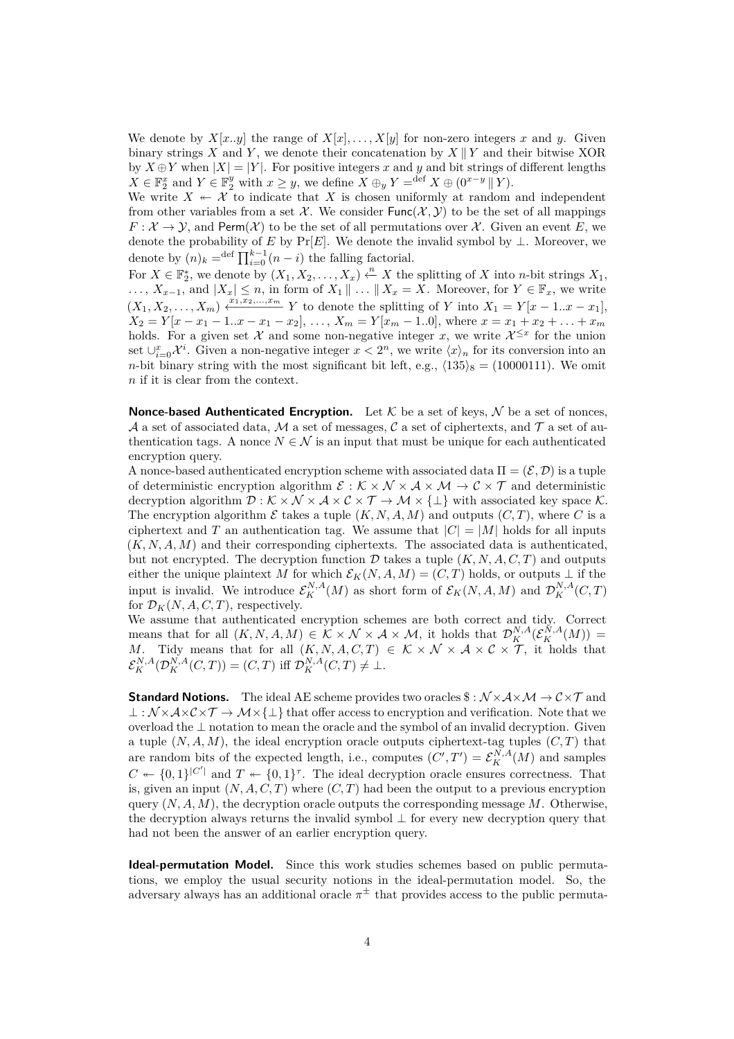We denote by $X[x..y]$ the range of $X[x], \ldots, X[y]$ for non-zero integers $x$ and $y$. Given binary strings $X$ and $Y$, we denote their concatenation by $X \,\|\, Y$ and their bitwise XOR by $X \oplus Y$ when $|X| = |Y|$. For positive integers $x$ and $y$ and bit strings of different lengths $X \in \mathbb{F}_2^x$ and $Y \in \mathbb{F}_2^y$ with $x \geq y$, we define $X \oplus_y Y =^{\text{def}} X \oplus (0^{x-y} \,\|\, Y)$.

We write $X \twoheadleftarrow \mathcal{X}$ to indicate that $X$ is chosen uniformly at random and independent from other variables from a set $\mathcal{X}$. We consider $\mathsf{Func}(\mathcal{X}, \mathcal{Y})$ to be the set of all mappings $F : \mathcal{X} \to \mathcal{Y}$, and $\mathsf{Perm}(\mathcal{X})$ to be the set of all permutations over $\mathcal{X}$. Given an event $E$, we denote the probability of $E$ by $\Pr[E]$. We denote the invalid symbol by $\perp$. Moreover, we denote by $(n)_k =^{\text{def}} \prod_{i=0}^{k-1}(n-i)$ the falling factorial.

For $X \in \mathbb{F}_2^*$, we denote by $(X_1, X_2, \ldots, X_x) \xleftarrow{n} X$ the splitting of $X$ into $n$-bit strings $X_1$, $\ldots$, $X_{x-1}$, and $|X_x| \leq n$, in form of $X_1 \,\|\, \ldots \,\|\, X_x = X$. Moreover, for $Y \in \mathbb{F}_x$, we write $(X_1, X_2, \ldots, X_m) \xleftarrow{x_1, x_2, \ldots, x_m} Y$ to denote the splitting of $Y$ into $X_1 = Y[x-1..x-x_1]$, $X_2 = Y[x-x_1-1..x-x_1-x_2]$, $\ldots$, $X_m = Y[x_m - 1..0]$, where $x = x_1 + x_2 + \ldots + x_m$ holds. For a given set $\mathcal{X}$ and some non-negative integer $x$, we write $\mathcal{X}^{\leq x}$ for the union set $\cup_{i=0}^{x} \mathcal{X}^i$. Given a non-negative integer $x < 2^n$, we write $\langle x \rangle_n$ for its conversion into an $n$-bit binary string with the most significant bit left, e.g., $\langle 135 \rangle_8 = (10000111)$. We omit $n$ if it is clear from the context.

**Nonce-based Authenticated Encryption.** Let $\mathcal{K}$ be a set of keys, $\mathcal{N}$ be a set of nonces, $\mathcal{A}$ a set of associated data, $\mathcal{M}$ a set of messages, $\mathcal{C}$ a set of ciphertexts, and $\mathcal{T}$ a set of authentication tags. A nonce $N \in \mathcal{N}$ is an input that must be unique for each authenticated encryption query.

A nonce-based authenticated encryption scheme with associated data $\Pi = (\mathcal{E}, \mathcal{D})$ is a tuple of deterministic encryption algorithm $\mathcal{E} : \mathcal{K} \times \mathcal{N} \times \mathcal{A} \times \mathcal{M} \to \mathcal{C} \times \mathcal{T}$ and deterministic decryption algorithm $\mathcal{D} : \mathcal{K} \times \mathcal{N} \times \mathcal{A} \times \mathcal{C} \times \mathcal{T} \to \mathcal{M} \times \{\perp\}$ with associated key space $\mathcal{K}$. The encryption algorithm $\mathcal{E}$ takes a tuple $(K, N, A, M)$ and outputs $(C, T)$, where $C$ is a ciphertext and $T$ an authentication tag. We assume that $|C| = |M|$ holds for all inputs $(K, N, A, M)$ and their corresponding ciphertexts. The associated data is authenticated, but not encrypted. The decryption function $\mathcal{D}$ takes a tuple $(K, N, A, C, T)$ and outputs either the unique plaintext $M$ for which $\mathcal{E}_K(N, A, M) = (C, T)$ holds, or outputs $\perp$ if the input is invalid. We introduce $\mathcal{E}_K^{N,A}(M)$ as short form of $\mathcal{E}_K(N, A, M)$ and $\mathcal{D}_K^{N,A}(C, T)$ for $\mathcal{D}_K(N, A, C, T)$, respectively.

We assume that authenticated encryption schemes are both correct and tidy. Correct means that for all $(K, N, A, M) \in \mathcal{K} \times \mathcal{N} \times \mathcal{A} \times \mathcal{M}$, it holds that $\mathcal{D}_K^{N,A}(\mathcal{E}_K^{N,A}(M)) = M$. Tidy means that for all $(K, N, A, C, T) \in \mathcal{K} \times \mathcal{N} \times \mathcal{A} \times \mathcal{C} \times \mathcal{T}$, it holds that $\mathcal{E}_K^{N,A}(\mathcal{D}_K^{N,A}(C, T)) = (C, T)$ iff $\mathcal{D}_K^{N,A}(C, T) \neq \perp$.

**Standard Notions.** The ideal AE scheme provides two oracles $\$ : \mathcal{N} \times \mathcal{A} \times \mathcal{M} \to \mathcal{C} \times \mathcal{T}$ and $\perp : \mathcal{N} \times \mathcal{A} \times \mathcal{C} \times \mathcal{T} \to \mathcal{M} \times \{\perp\}$ that offer access to encryption and verification. Note that we overload the $\perp$ notation to mean the oracle and the symbol of an invalid decryption. Given a tuple $(N, A, M)$, the ideal encryption oracle outputs ciphertext-tag tuples $(C, T)$ that are random bits of the expected length, i.e., computes $(C', T') = \mathcal{E}_K^{N,A}(M)$ and samples $C \twoheadleftarrow \{0,1\}^{|C'|}$ and $T \twoheadleftarrow \{0,1\}^{\tau}$. The ideal decryption oracle ensures correctness. That is, given an input $(N, A, C, T)$ where $(C, T)$ had been the output to a previous encryption query $(N, A, M)$, the decryption oracle outputs the corresponding message $M$. Otherwise, the decryption always returns the invalid symbol $\perp$ for every new decryption query that had not been the answer of an earlier encryption query.

**Ideal-permutation Model.** Since this work studies schemes based on public permutations, we employ the usual security notions in the ideal-permutation model. So, the adversary always has an additional oracle $\pi^{\pm}$ that provides access to the public permuta-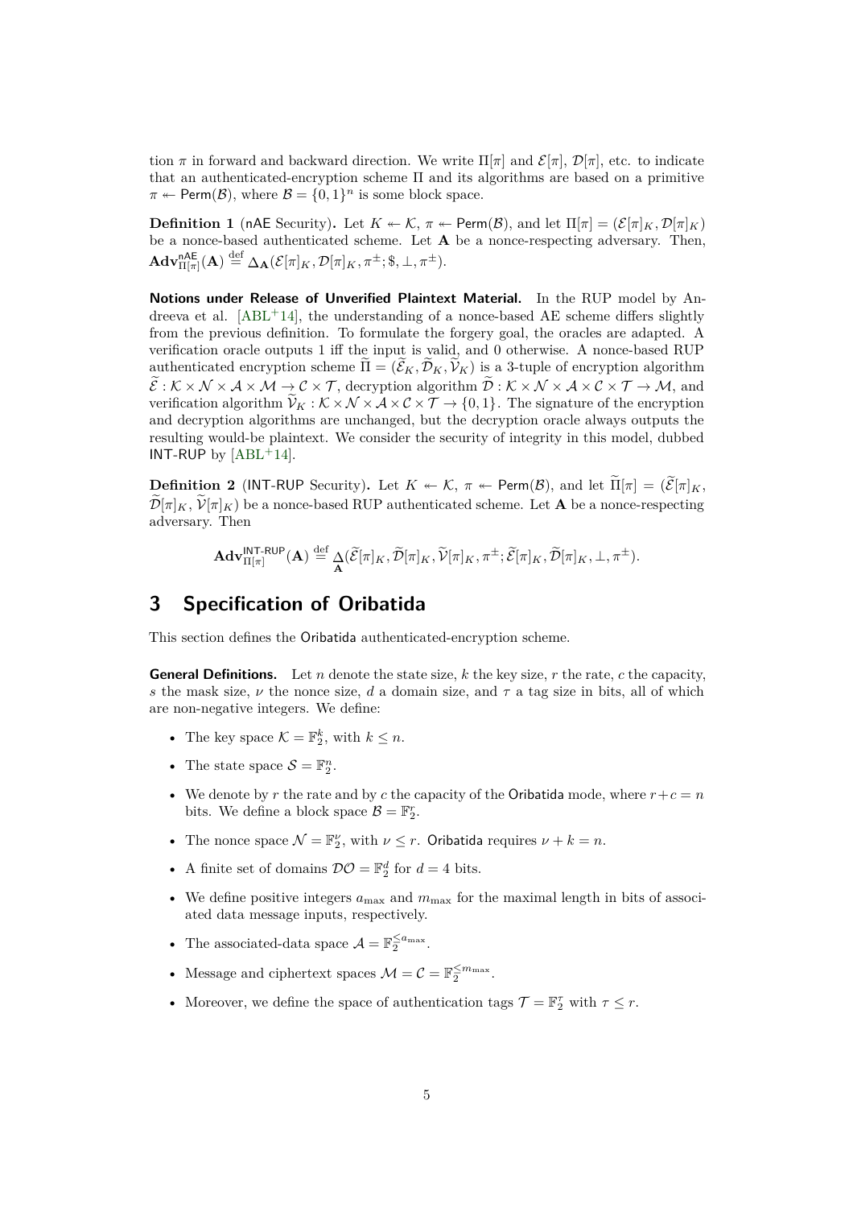tion $\pi$ in forward and backward direction. We write $\Pi[\pi]$ and $\mathcal{E}[\pi]$, $\mathcal{D}[\pi]$, etc. to indicate that an authenticated-encryption scheme $\Pi$ and its algorithms are based on a primitive $\pi \twoheadleftarrow \mathsf{Perm}(\mathcal{B})$, where $\mathcal{B} = \{0,1\}^n$ is some block space.

**Definition 1** (nAE Security)**.** Let $K \twoheadleftarrow \mathcal{K}$, $\pi \twoheadleftarrow \mathsf{Perm}(\mathcal{B})$, and let $\Pi[\pi] = (\mathcal{E}[\pi]_K, \mathcal{D}[\pi]_K)$ be a nonce-based authenticated scheme. Let $\mathbf{A}$ be a nonce-respecting adversary. Then, $\mathbf{Adv}^{\mathsf{nAE}}_{\Pi[\pi]}(\mathbf{A}) \stackrel{\text{def}}{=} \Delta_{\mathbf{A}}(\mathcal{E}[\pi]_K, \mathcal{D}[\pi]_K, \pi^{\pm}; \$, \bot, \pi^{\pm})$.

**Notions under Release of Unverified Plaintext Material.** In the RUP model by Andreeva et al. [ABL+14], the understanding of a nonce-based AE scheme differs slightly from the previous definition. To formulate the forgery goal, the oracles are adapted. A verification oracle outputs 1 iff the input is valid, and 0 otherwise. A nonce-based RUP authenticated encryption scheme $\widetilde{\Pi} = (\widetilde{\mathcal{E}}_K, \widetilde{\mathcal{D}}_K, \widetilde{\mathcal{V}}_K)$ is a 3-tuple of encryption algorithm $\widetilde{\mathcal{E}} : \mathcal{K} \times \mathcal{N} \times \mathcal{A} \times \mathcal{M} \to \mathcal{C} \times \mathcal{T}$, decryption algorithm $\widetilde{\mathcal{D}} : \mathcal{K} \times \mathcal{N} \times \mathcal{A} \times \mathcal{C} \times \mathcal{T} \to \mathcal{M}$, and verification algorithm $\widetilde{\mathcal{V}}_K : \mathcal{K} \times \mathcal{N} \times \mathcal{A} \times \mathcal{C} \times \mathcal{T} \to \{0,1\}$. The signature of the encryption and decryption algorithms are unchanged, but the decryption oracle always outputs the resulting would-be plaintext. We consider the security of integrity in this model, dubbed INT-RUP by [ABL+14].

**Definition 2** (INT-RUP Security)**.** Let $K \twoheadleftarrow \mathcal{K}$, $\pi \twoheadleftarrow \mathsf{Perm}(\mathcal{B})$, and let $\widetilde{\Pi}[\pi] = (\widetilde{\mathcal{E}}[\pi]_K, \widetilde{\mathcal{D}}[\pi]_K, \widetilde{\mathcal{V}}[\pi]_K)$ be a nonce-based RUP authenticated scheme. Let $\mathbf{A}$ be a nonce-respecting adversary. Then

$$\mathbf{Adv}^{\mathsf{INT\text{-}RUP}}_{\Pi[\pi]}(\mathbf{A}) \stackrel{\text{def}}{=} \underset{\mathbf{A}}{\Delta}(\widetilde{\mathcal{E}}[\pi]_K, \widetilde{\mathcal{D}}[\pi]_K, \widetilde{\mathcal{V}}[\pi]_K, \pi^{\pm}; \widetilde{\mathcal{E}}[\pi]_K, \widetilde{\mathcal{D}}[\pi]_K, \bot, \pi^{\pm}).$$

# 3 Specification of Oribatida

This section defines the Oribatida authenticated-encryption scheme.

**General Definitions.** Let $n$ denote the state size, $k$ the key size, $r$ the rate, $c$ the capacity, $s$ the mask size, $\nu$ the nonce size, $d$ a domain size, and $\tau$ a tag size in bits, all of which are non-negative integers. We define:

- The key space $\mathcal{K} = \mathbb{F}_2^k$, with $k \leq n$.
- The state space $\mathcal{S} = \mathbb{F}_2^n$.
- We denote by $r$ the rate and by $c$ the capacity of the Oribatida mode, where $r + c = n$ bits. We define a block space $\mathcal{B} = \mathbb{F}_2^r$.
- The nonce space $\mathcal{N} = \mathbb{F}_2^\nu$, with $\nu \leq r$. Oribatida requires $\nu + k = n$.
- A finite set of domains $\mathcal{DO} = \mathbb{F}_2^d$ for $d = 4$ bits.
- We define positive integers $a_{\max}$ and $m_{\max}$ for the maximal length in bits of associated data message inputs, respectively.
- The associated-data space $\mathcal{A} = \mathbb{F}_2^{\leq a_{\max}}$.
- Message and ciphertext spaces $\mathcal{M} = \mathcal{C} = \mathbb{F}_2^{\leq m_{\max}}$.
- Moreover, we define the space of authentication tags $\mathcal{T} = \mathbb{F}_2^\tau$ with $\tau \leq r$.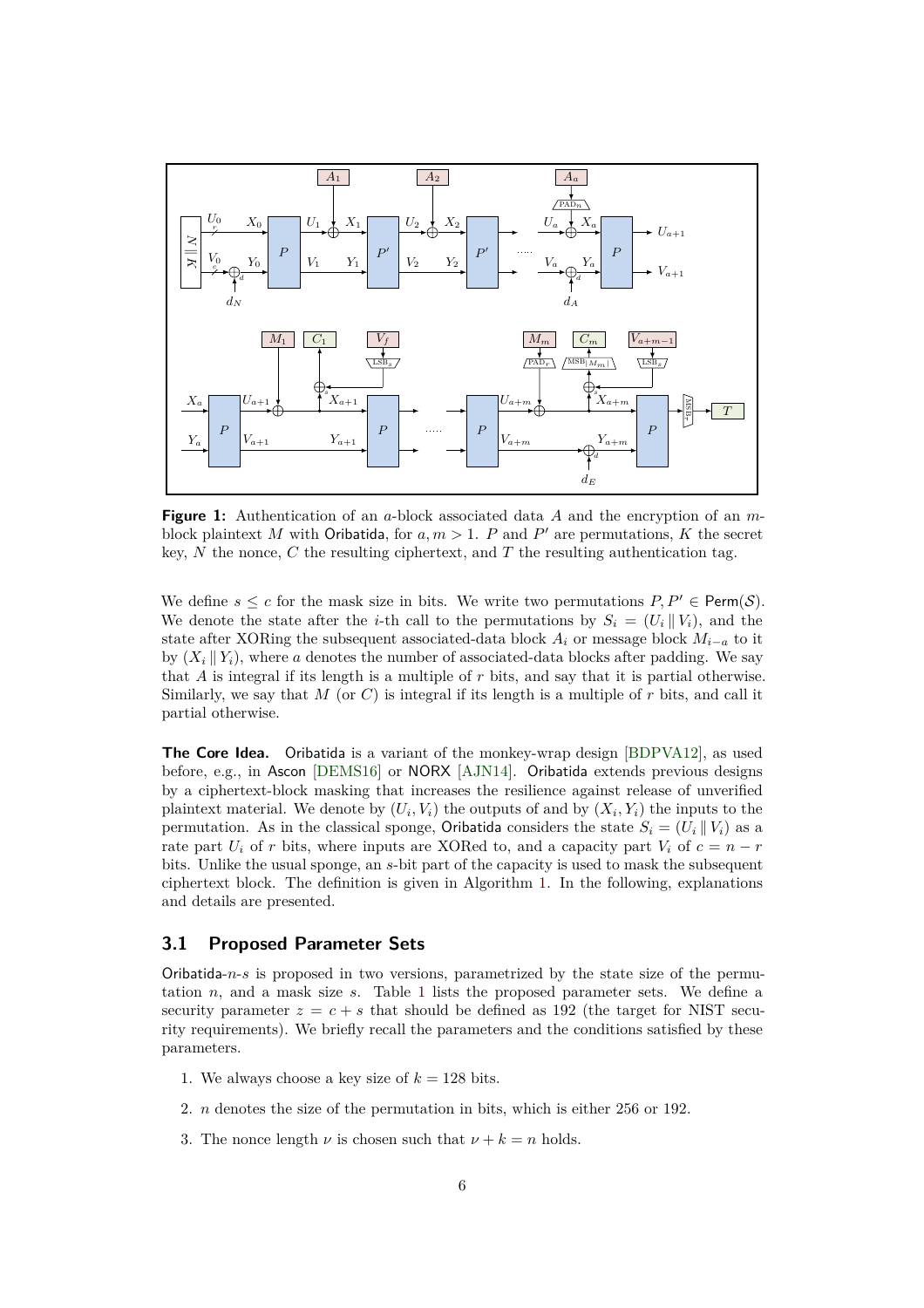**Figure 1:** Authentication of an $a$-block associated data $A$ and the encryption of an $m$-block plaintext $M$ with Oribatida, for $a, m > 1$. $P$ and $P'$ are permutations, $K$ the secret key, $N$ the nonce, $C$ the resulting ciphertext, and $T$ the resulting authentication tag.

We define $s \leq c$ for the mask size in bits. We write two permutations $P, P' \in \mathsf{Perm}(\mathcal{S})$. We denote the state after the $i$-th call to the permutations by $S_i = (U_i \,\|\, V_i)$, and the state after XORing the subsequent associated-data block $A_i$ or message block $M_{i-a}$ to it by $(X_i \,\|\, Y_i)$, where $a$ denotes the number of associated-data blocks after padding. We say that $A$ is integral if its length is a multiple of $r$ bits, and say that it is partial otherwise. Similarly, we say that $M$ (or $C$) is integral if its length is a multiple of $r$ bits, and call it partial otherwise.

**The Core Idea.** Oribatida is a variant of the monkey-wrap design [BDPVA12], as used before, e.g., in Ascon [DEMS16] or NORX [AJN14]. Oribatida extends previous designs by a ciphertext-block masking that increases the resilience against release of unverified plaintext material. We denote by $(U_i, V_i)$ the outputs of and by $(X_i, Y_i)$ the inputs to the permutation. As in the classical sponge, Oribatida considers the state $S_i = (U_i \,\|\, V_i)$ as a rate part $U_i$ of $r$ bits, where inputs are XORed to, and a capacity part $V_i$ of $c = n - r$ bits. Unlike the usual sponge, an $s$-bit part of the capacity is used to mask the subsequent ciphertext block. The definition is given in Algorithm 1. In the following, explanations and details are presented.

## 3.1 Proposed Parameter Sets

Oribatida-$n$-$s$ is proposed in two versions, parametrized by the state size of the permutation $n$, and a mask size $s$. Table 1 lists the proposed parameter sets. We define a security parameter $z = c + s$ that should be defined as 192 (the target for NIST security requirements). We briefly recall the parameters and the conditions satisfied by these parameters.

1. We always choose a key size of $k = 128$ bits.
2. $n$ denotes the size of the permutation in bits, which is either 256 or 192.
3. The nonce length $\nu$ is chosen such that $\nu + k = n$ holds.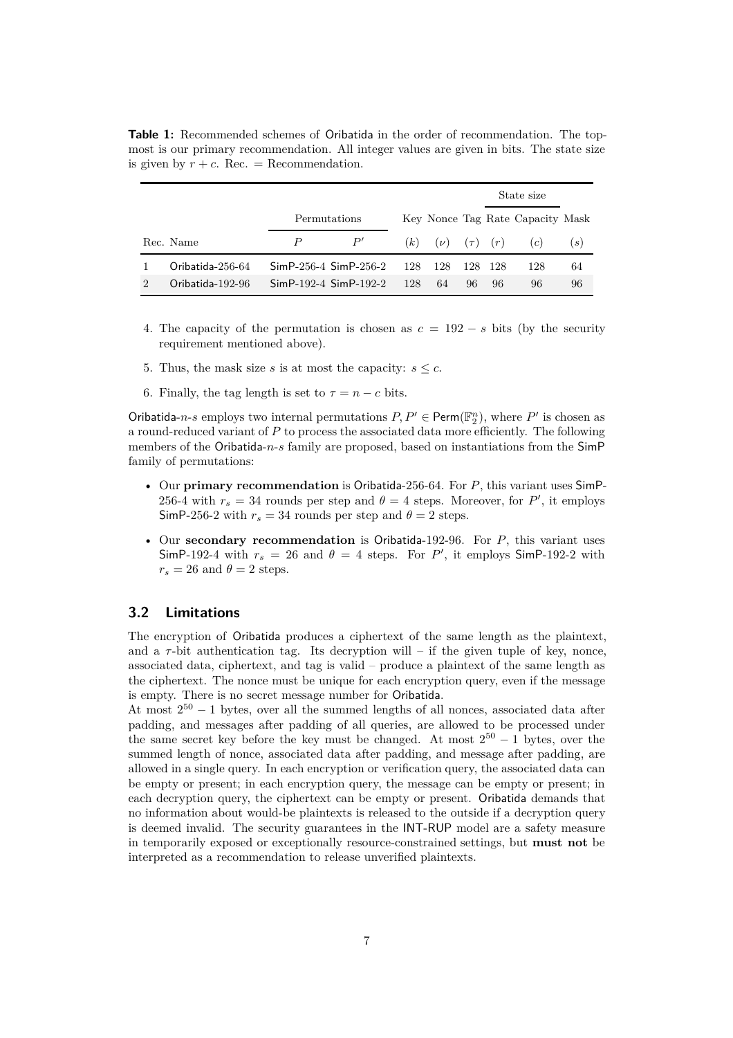**Table 1:** Recommended schemes of Oribatida in the order of recommendation. The topmost is our primary recommendation. All integer values are given in bits. The state size is given by $r + c$. Rec. = Recommendation.

| | | Permutations | | | | | State size | | |
|---|---|---|---|---|---|---|---|---|---|
| | | | | Key | Nonce | Tag | Rate | Capacity | Mask |
| Rec. | Name | $P$ | $P'$ | $(k)$ | $(\nu)$ | $(\tau)$ | $(r)$ | $(c)$ | $(s)$ |
| 1 | Oribatida-256-64 | SimP-256-4 | SimP-256-2 | 128 | 128 | 128 | 128 | 128 | 64 |
| 2 | Oribatida-192-96 | SimP-192-4 | SimP-192-2 | 128 | 64 | 96 | 96 | 96 | 96 |

4. The capacity of the permutation is chosen as $c = 192 - s$ bits (by the security requirement mentioned above).
5. Thus, the mask size $s$ is at most the capacity: $s \leq c$.
6. Finally, the tag length is set to $\tau = n - c$ bits.

Oribatida-$n$-$s$ employs two internal permutations $P, P' \in \mathsf{Perm}(\mathbb{F}_2^n)$, where $P'$ is chosen as a round-reduced variant of $P$ to process the associated data more efficiently. The following members of the Oribatida-$n$-$s$ family are proposed, based on instantiations from the SimP family of permutations:

- Our **primary recommendation** is Oribatida-256-64. For $P$, this variant uses SimP-256-4 with $r_s = 34$ rounds per step and $\theta = 4$ steps. Moreover, for $P'$, it employs SimP-256-2 with $r_s = 34$ rounds per step and $\theta = 2$ steps.
- Our **secondary recommendation** is Oribatida-192-96. For $P$, this variant uses SimP-192-4 with $r_s = 26$ and $\theta = 4$ steps. For $P'$, it employs SimP-192-2 with $r_s = 26$ and $\theta = 2$ steps.

## 3.2 Limitations

The encryption of Oribatida produces a ciphertext of the same length as the plaintext, and a $\tau$-bit authentication tag. Its decryption will – if the given tuple of key, nonce, associated data, ciphertext, and tag is valid – produce a plaintext of the same length as the ciphertext. The nonce must be unique for each encryption query, even if the message is empty. There is no secret message number for Oribatida.

At most $2^{50} - 1$ bytes, over all the summed lengths of all nonces, associated data after padding, and messages after padding of all queries, are allowed to be processed under the same secret key before the key must be changed. At most $2^{50} - 1$ bytes, over the summed length of nonce, associated data after padding, and message after padding, are allowed in a single query. In each encryption or verification query, the associated data can be empty or present; in each encryption query, the message can be empty or present; in each decryption query, the ciphertext can be empty or present. Oribatida demands that no information about would-be plaintexts is released to the outside if a decryption query is deemed invalid. The security guarantees in the INT-RUP model are a safety measure in temporarily exposed or exceptionally resource-constrained settings, but **must not** be interpreted as a recommendation to release unverified plaintexts.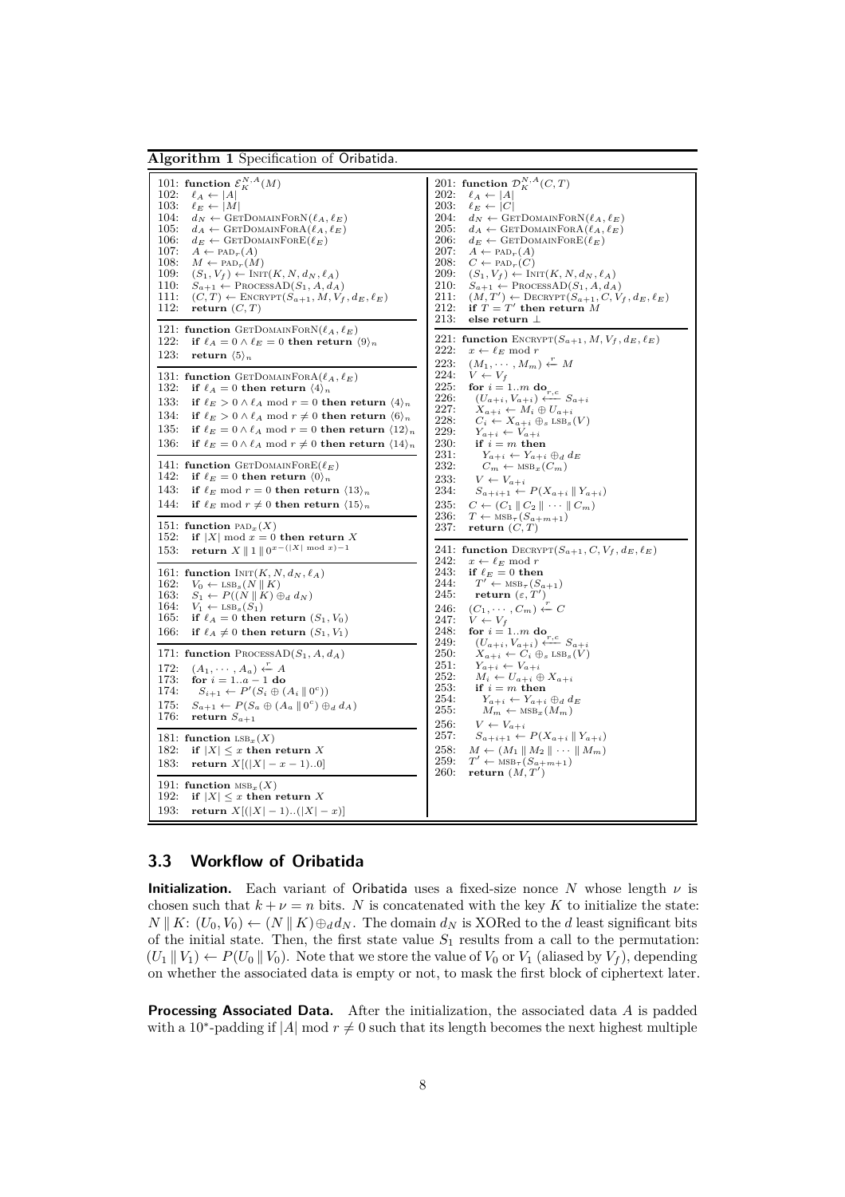**Algorithm 1** Specification of Oribatida.

```
101: function E_K^{N,A}(M)
102:   ℓ_A ← |A|
103:   ℓ_E ← |M|
104:   d_N ← GetDomainForN(ℓ_A, ℓ_E)
105:   d_A ← GetDomainForA(ℓ_A, ℓ_E)
106:   d_E ← GetDomainForE(ℓ_E)
107:   A ← pad_r(A)
108:   M ← pad_r(M)
109:   (S_1, V_f) ← Init(K, N, d_N, ℓ_A)
110:   S_{a+1} ← ProcessAD(S_1, A, d_A)
111:   (C, T) ← Encrypt(S_{a+1}, M, V_f, d_E, ℓ_E)
112:   return (C, T)

121: function GetDomainForN(ℓ_A, ℓ_E)
122:   if ℓ_A = 0 ∧ ℓ_E = 0 then return ⟨9⟩_n
123:   return ⟨5⟩_n

131: function GetDomainForA(ℓ_A, ℓ_E)
132:   if ℓ_A = 0 then return ⟨4⟩_n
133:   if ℓ_E > 0 ∧ ℓ_A mod r = 0 then return ⟨4⟩_n
134:   if ℓ_E > 0 ∧ ℓ_A mod r ≠ 0 then return ⟨6⟩_n
135:   if ℓ_E = 0 ∧ ℓ_A mod r = 0 then return ⟨12⟩_n
136:   if ℓ_E = 0 ∧ ℓ_A mod r ≠ 0 then return ⟨14⟩_n

141: function GetDomainForE(ℓ_E)
142:   if ℓ_E = 0 then return ⟨0⟩_n
143:   if ℓ_E mod r = 0 then return ⟨13⟩_n
144:   if ℓ_E mod r ≠ 0 then return ⟨15⟩_n

151: function pad_x(X)
152:   if |X| mod x = 0 then return X
153:   return X ∥ 1 ∥ 0^{x−(|X| mod x)−1}

161: function Init(K, N, d_N, ℓ_A)
162:   V_0 ← lsb_s(N ∥ K)
163:   S_1 ← P((N ∥ K) ⊕_d d_N)
164:   V_1 ← lsb_s(S_1)
165:   if ℓ_A = 0 then return (S_1, V_0)
166:   if ℓ_A ≠ 0 then return (S_1, V_1)

171: function ProcessAD(S_1, A, d_A)
172:   (A_1, ···, A_a) ←^r A
173:   for i = 1..a − 1 do
174:     S_{i+1} ← P′(S_i ⊕ (A_i ∥ 0^c))
175:   S_{a+1} ← P(S_a ⊕ (A_a ∥ 0^c) ⊕_d d_A)
176:   return S_{a+1}

181: function lsb_x(X)
182:   if |X| ≤ x then return X
183:   return X[(|X| − x − 1)..0]

191: function msb_x(X)
192:   if |X| ≤ x then return X
193:   return X[(|X| − 1)..(|X| − x)]

201: function D_K^{N,A}(C, T)
202:   ℓ_A ← |A|
203:   ℓ_E ← |C|
204:   d_N ← GetDomainForN(ℓ_A, ℓ_E)
205:   d_A ← GetDomainForA(ℓ_A, ℓ_E)
206:   d_E ← GetDomainForE(ℓ_E)
207:   A ← pad_r(A)
208:   C ← pad_r(C)
209:   (S_1, V_f) ← Init(K, N, d_N, ℓ_A)
210:   S_{a+1} ← ProcessAD(S_1, A, d_A)
211:   (M, T′) ← Decrypt(S_{a+1}, C, V_f, d_E, ℓ_E)
212:   if T = T′ then return M
213:   else return ⊥

221: function Encrypt(S_{a+1}, M, V_f, d_E, ℓ_E)
222:   x ← ℓ_E mod r
223:   (M_1, ···, M_m) ←^r M
224:   V ← V_f
225:   for i = 1..m do
226:     (U_{a+i}, V_{a+i}) ←^{r,c} S_{a+i}
227:     X_{a+i} ← M_i ⊕ U_{a+i}
228:     C_i ← X_{a+i} ⊕_s lsb_s(V)
229:     Y_{a+i} ← V_{a+i}
230:     if i = m then
231:       Y_{a+i} ← Y_{a+i} ⊕_d d_E
232:       C_m ← msb_x(C_m)
233:     V ← V_{a+i}
234:     S_{a+i+1} ← P(X_{a+i} ∥ Y_{a+i})
235:   C ← (C_1 ∥ C_2 ∥ ··· ∥ C_m)
236:   T ← msb_τ(S_{a+m+1})
237:   return (C, T)

241: function Decrypt(S_{a+1}, C, V_f, d_E, ℓ_E)
242:   x ← ℓ_E mod r
243:   if ℓ_E = 0 then
244:     T′ ← msb_τ(S_{a+1})
245:     return (ε, T′)
246:   (C_1, ···, C_m) ←^r C
247:   V ← V_f
248:   for i = 1..m do
249:     (U_{a+i}, V_{a+i}) ←^{r,c} S_{a+i}
250:     X_{a+i} ← C_i ⊕_s lsb_s(V)
251:     Y_{a+i} ← V_{a+i}
252:     M_i ← U_{a+i} ⊕ X_{a+i}
253:     if i = m then
254:       Y_{a+i} ← Y_{a+i} ⊕_d d_E
255:       M_m ← msb_x(M_m)
256:     V ← V_{a+i}
257:     S_{a+i+1} ← P(X_{a+i} ∥ Y_{a+i})
258:   M ← (M_1 ∥ M_2 ∥ ··· ∥ M_m)
259:   T′ ← msb_τ(S_{a+m+1})
260:   return (M, T′)
```

### 3.3 Workflow of Oribatida

**Initialization.** Each variant of Oribatida uses a fixed-size nonce $N$ whose length $\nu$ is chosen such that $k + \nu = n$ bits. $N$ is concatenated with the key $K$ to initialize the state: $N \| K$: $(U_0, V_0) \leftarrow (N \| K) \oplus_d d_N$. The domain $d_N$ is XORed to the $d$ least significant bits of the initial state. Then, the first state value $S_1$ results from a call to the permutation: $(U_1 \| V_1) \leftarrow P(U_0 \| V_0)$. Note that we store the value of $V_0$ or $V_1$ (aliased by $V_f$), depending on whether the associated data is empty or not, to mask the first block of ciphertext later.

**Processing Associated Data.** After the initialization, the associated data $A$ is padded with a $10^*$-padding if $|A| \bmod r \neq 0$ such that its length becomes the next highest multiple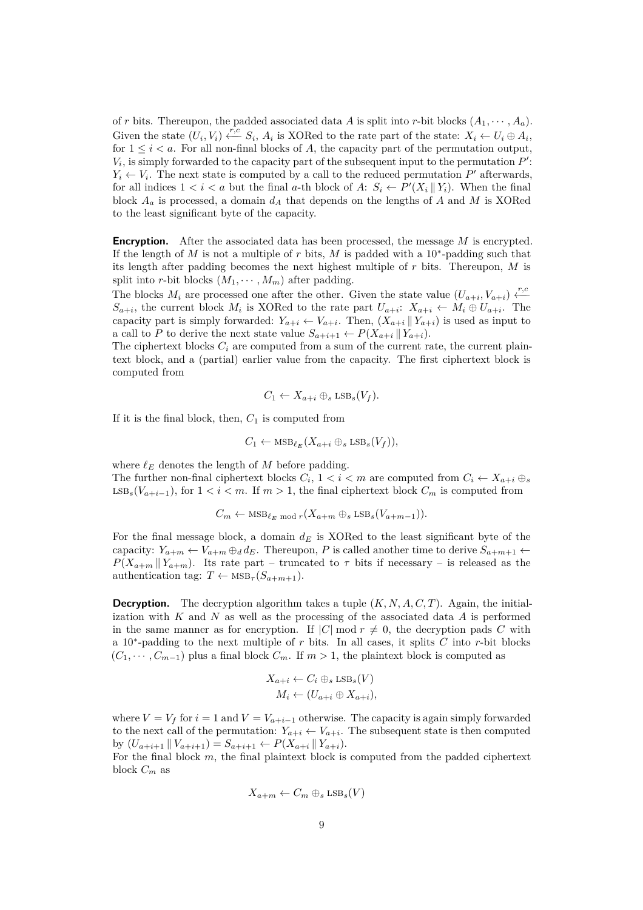of $r$ bits. Thereupon, the padded associated data $A$ is split into $r$-bit blocks $(A_1, \cdots, A_a)$. Given the state $(U_i, V_i) \xleftarrow{r,c} S_i$, $A_i$ is XORed to the rate part of the state: $X_i \leftarrow U_i \oplus A_i$, for $1 \leq i < a$. For all non-final blocks of $A$, the capacity part of the permutation output, $V_i$, is simply forwarded to the capacity part of the subsequent input to the permutation $P'$: $Y_i \leftarrow V_i$. The next state is computed by a call to the reduced permutation $P'$ afterwards, for all indices $1 < i < a$ but the final $a$-th block of $A$: $S_i \leftarrow P'(X_i \,\|\, Y_i)$. When the final block $A_a$ is processed, a domain $d_A$ that depends on the lengths of $A$ and $M$ is XORed to the least significant byte of the capacity.

**Encryption.** After the associated data has been processed, the message $M$ is encrypted. If the length of $M$ is not a multiple of $r$ bits, $M$ is padded with a $10^*$-padding such that its length after padding becomes the next highest multiple of $r$ bits. Thereupon, $M$ is split into $r$-bit blocks $(M_1, \cdots, M_m)$ after padding.

The blocks $M_i$ are processed one after the other. Given the state value $(U_{a+i}, V_{a+i}) \xleftarrow{r,c} S_{a+i}$, the current block $M_i$ is XORed to the rate part $U_{a+i}$: $X_{a+i} \leftarrow M_i \oplus U_{a+i}$. The capacity part is simply forwarded: $Y_{a+i} \leftarrow V_{a+i}$. Then, $(X_{a+i} \,\|\, Y_{a+i})$ is used as input to a call to $P$ to derive the next state value $S_{a+i+1} \leftarrow P(X_{a+i} \,\|\, Y_{a+i})$.

The ciphertext blocks $C_i$ are computed from a sum of the current rate, the current plaintext block, and a (partial) earlier value from the capacity. The first ciphertext block is computed from

$$C_1 \leftarrow X_{a+i} \oplus_s \text{LSB}_s(V_f).$$

If it is the final block, then, $C_1$ is computed from

$$C_1 \leftarrow \text{MSB}_{\ell_E}(X_{a+i} \oplus_s \text{LSB}_s(V_f)),$$

where $\ell_E$ denotes the length of $M$ before padding.

The further non-final ciphertext blocks $C_i$, $1 < i < m$ are computed from $C_i \leftarrow X_{a+i} \oplus_s \text{LSB}_s(V_{a+i-1})$, for $1 < i < m$. If $m > 1$, the final ciphertext block $C_m$ is computed from

$$C_m \leftarrow \text{MSB}_{\ell_E \bmod r}(X_{a+m} \oplus_s \text{LSB}_s(V_{a+m-1})).$$

For the final message block, a domain $d_E$ is XORed to the least significant byte of the capacity: $Y_{a+m} \leftarrow V_{a+m} \oplus_d d_E$. Thereupon, $P$ is called another time to derive $S_{a+m+1} \leftarrow P(X_{a+m} \,\|\, Y_{a+m})$. Its rate part – truncated to $\tau$ bits if necessary – is released as the authentication tag: $T \leftarrow \text{MSB}_\tau(S_{a+m+1})$.

**Decryption.** The decryption algorithm takes a tuple $(K, N, A, C, T)$. Again, the initialization with $K$ and $N$ as well as the processing of the associated data $A$ is performed in the same manner as for encryption. If $|C| \bmod r \neq 0$, the decryption pads $C$ with a $10^*$-padding to the next multiple of $r$ bits. In all cases, it splits $C$ into $r$-bit blocks $(C_1, \cdots, C_{m-1})$ plus a final block $C_m$. If $m > 1$, the plaintext block is computed as

$$X_{a+i} \leftarrow C_i \oplus_s \text{LSB}_s(V)$$
$$M_i \leftarrow (U_{a+i} \oplus X_{a+i}),$$

where $V = V_f$ for $i = 1$ and $V = V_{a+i-1}$ otherwise. The capacity is again simply forwarded to the next call of the permutation: $Y_{a+i} \leftarrow V_{a+i}$. The subsequent state is then computed by $(U_{a+i+1} \,\|\, V_{a+i+1}) = S_{a+i+1} \leftarrow P(X_{a+i} \,\|\, Y_{a+i})$.

For the final block $m$, the final plaintext block is computed from the padded ciphertext block $C_m$ as

$$X_{a+m} \leftarrow C_m \oplus_s \text{LSB}_s(V)$$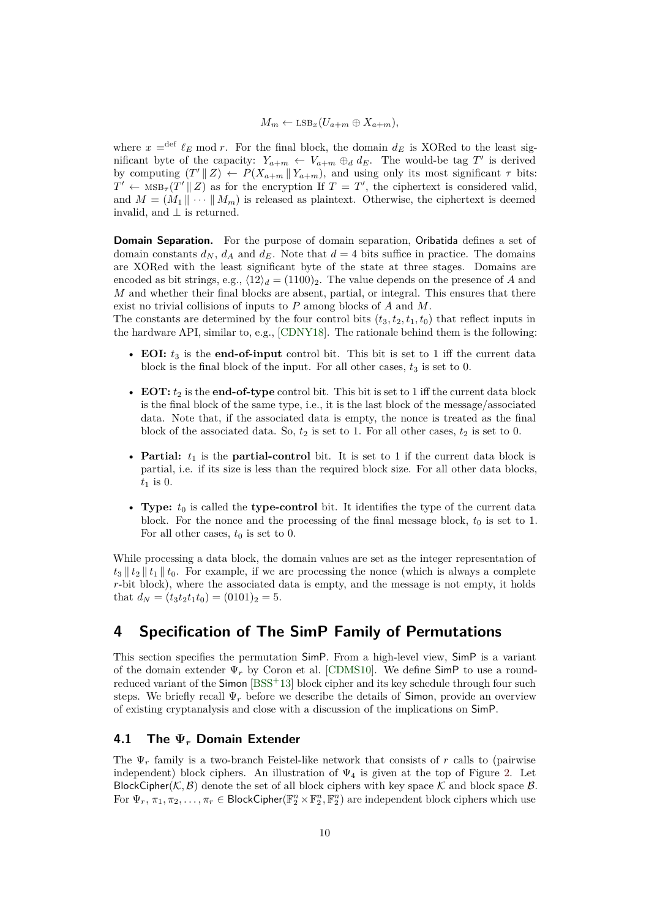$$M_m \leftarrow \text{LSB}_x(U_{a+m} \oplus X_{a+m}),$$

where $x =^{\text{def}} \ell_E \bmod r$. For the final block, the domain $d_E$ is XORed to the least significant byte of the capacity: $Y_{a+m} \leftarrow V_{a+m} \oplus_d d_E$. The would-be tag $T'$ is derived by computing $(T' \,\|\, Z) \leftarrow P(X_{a+m} \,\|\, Y_{a+m})$, and using only its most significant $\tau$ bits: $T' \leftarrow \text{MSB}_\tau(T' \,\|\, Z)$ as for the encryption If $T = T'$, the ciphertext is considered valid, and $M = (M_1 \,\|\, \cdots \,\|\, M_m)$ is released as plaintext. Otherwise, the ciphertext is deemed invalid, and $\perp$ is returned.

**Domain Separation.** For the purpose of domain separation, Oribatida defines a set of domain constants $d_N$, $d_A$ and $d_E$. Note that $d = 4$ bits suffice in practice. The domains are XORed with the least significant byte of the state at three stages. Domains are encoded as bit strings, e.g., $\langle 12 \rangle_d = (1100)_2$. The value depends on the presence of $A$ and $M$ and whether their final blocks are absent, partial, or integral. This ensures that there exist no trivial collisions of inputs to $P$ among blocks of $A$ and $M$.
The constants are determined by the four control bits $(t_3, t_2, t_1, t_0)$ that reflect inputs in the hardware API, similar to, e.g., [CDNY18]. The rationale behind them is the following:

- **EOI:** $t_3$ is the **end-of-input** control bit. This bit is set to 1 iff the current data block is the final block of the input. For all other cases, $t_3$ is set to 0.
- **EOT:** $t_2$ is the **end-of-type** control bit. This bit is set to 1 iff the current data block is the final block of the same type, i.e., it is the last block of the message/associated data. Note that, if the associated data is empty, the nonce is treated as the final block of the associated data. So, $t_2$ is set to 1. For all other cases, $t_2$ is set to 0.
- **Partial:** $t_1$ is the **partial-control** bit. It is set to 1 if the current data block is partial, i.e. if its size is less than the required block size. For all other data blocks, $t_1$ is 0.
- **Type:** $t_0$ is called the **type-control** bit. It identifies the type of the current data block. For the nonce and the processing of the final message block, $t_0$ is set to 1. For all other cases, $t_0$ is set to 0.

While processing a data block, the domain values are set as the integer representation of $t_3 \,\|\, t_2 \,\|\, t_1 \,\|\, t_0$. For example, if we are processing the nonce (which is always a complete $r$-bit block), where the associated data is empty, and the message is not empty, it holds that $d_N = (t_3 t_2 t_1 t_0) = (0101)_2 = 5$.

# 4 Specification of The SimP Family of Permutations

This section specifies the permutation SimP. From a high-level view, SimP is a variant of the domain extender $\Psi_r$ by Coron et al. [CDMS10]. We define SimP to use a round-reduced variant of the Simon [BSS+13] block cipher and its key schedule through four such steps. We briefly recall $\Psi_r$ before we describe the details of Simon, provide an overview of existing cryptanalysis and close with a discussion of the implications on SimP.

## 4.1 The $\Psi_r$ Domain Extender

The $\Psi_r$ family is a two-branch Feistel-like network that consists of $r$ calls to (pairwise independent) block ciphers. An illustration of $\Psi_4$ is given at the top of Figure 2. Let $\mathsf{BlockCipher}(\mathcal{K}, \mathcal{B})$ denote the set of all block ciphers with key space $\mathcal{K}$ and block space $\mathcal{B}$. For $\Psi_r$, $\pi_1, \pi_2, \ldots, \pi_r \in \mathsf{BlockCipher}(\mathbb{F}_2^n \times \mathbb{F}_2^n, \mathbb{F}_2^n)$ are independent block ciphers which use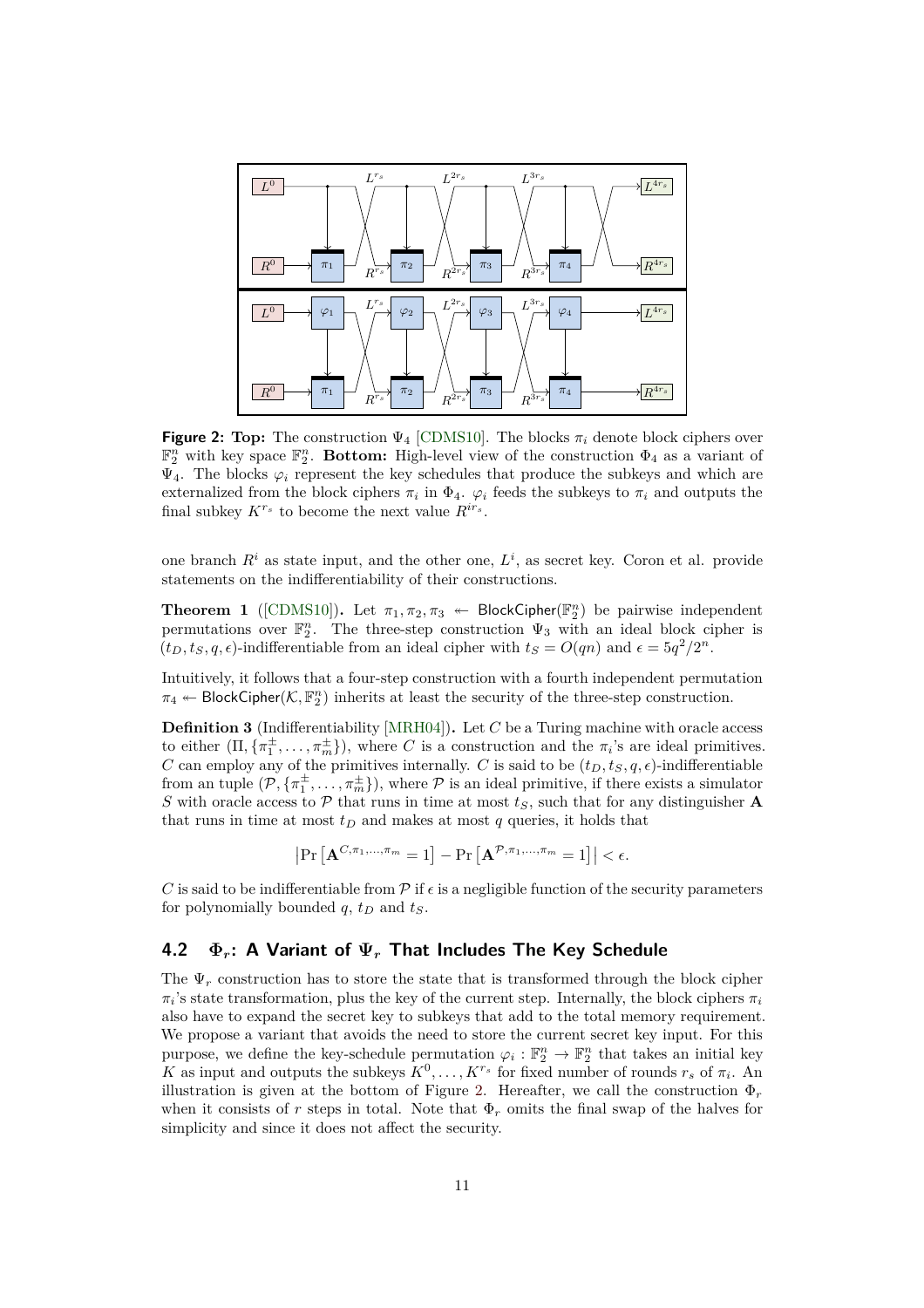**Figure 2: Top:** The construction $\Psi_4$ [CDMS10]. The blocks $\pi_i$ denote block ciphers over $\mathbb{F}_2^n$ with key space $\mathbb{F}_2^n$. **Bottom:** High-level view of the construction $\Phi_4$ as a variant of $\Psi_4$. The blocks $\varphi_i$ represent the key schedules that produce the subkeys and which are externalized from the block ciphers $\pi_i$ in $\Phi_4$. $\varphi_i$ feeds the subkeys to $\pi_i$ and outputs the final subkey $K^{r_s}$ to become the next value $R^{ir_s}$.

one branch $R^i$ as state input, and the other one, $L^i$, as secret key. Coron et al. provide statements on the indifferentiability of their constructions.

**Theorem 1** ([CDMS10])**.** Let $\pi_1, \pi_2, \pi_3 \twoheadleftarrow \mathsf{BlockCipher}(\mathbb{F}_2^n)$ be pairwise independent permutations over $\mathbb{F}_2^n$. The three-step construction $\Psi_3$ with an ideal block cipher is $(t_D, t_S, q, \epsilon)$-indifferentiable from an ideal cipher with $t_S = O(qn)$ and $\epsilon = 5q^2/2^n$.

Intuitively, it follows that a four-step construction with a fourth independent permutation $\pi_4 \twoheadleftarrow \mathsf{BlockCipher}(\mathcal{K}, \mathbb{F}_2^n)$ inherits at least the security of the three-step construction.

**Definition 3** (Indifferentiability [MRH04])**.** Let $C$ be a Turing machine with oracle access to either $(\Pi, \{\pi_1^\pm, \ldots, \pi_m^\pm\})$, where $C$ is a construction and the $\pi_i$'s are ideal primitives. $C$ can employ any of the primitives internally. $C$ is said to be $(t_D, t_S, q, \epsilon)$-indifferentiable from an tuple $(\mathcal{P}, \{\pi_1^\pm, \ldots, \pi_m^\pm\})$, where $\mathcal{P}$ is an ideal primitive, if there exists a simulator $S$ with oracle access to $\mathcal{P}$ that runs in time at most $t_S$, such that for any distinguisher $\mathbf{A}$ that runs in time at most $t_D$ and makes at most $q$ queries, it holds that

$$\left|\Pr\left[\mathbf{A}^{C,\pi_1,\ldots,\pi_m} = 1\right] - \Pr\left[\mathbf{A}^{\mathcal{P},\pi_1,\ldots,\pi_m} = 1\right]\right| < \epsilon.$$

$C$ is said to be indifferentiable from $\mathcal{P}$ if $\epsilon$ is a negligible function of the security parameters for polynomially bounded $q$, $t_D$ and $t_S$.

## 4.2 $\Phi_r$: A Variant of $\Psi_r$ That Includes The Key Schedule

The $\Psi_r$ construction has to store the state that is transformed through the block cipher $\pi_i$'s state transformation, plus the key of the current step. Internally, the block ciphers $\pi_i$ also have to expand the secret key to subkeys that add to the total memory requirement. We propose a variant that avoids the need to store the current secret key input. For this purpose, we define the key-schedule permutation $\varphi_i : \mathbb{F}_2^n \to \mathbb{F}_2^n$ that takes an initial key $K$ as input and outputs the subkeys $K^0, \ldots, K^{r_s}$ for fixed number of rounds $r_s$ of $\pi_i$. An illustration is given at the bottom of Figure 2. Hereafter, we call the construction $\Phi_r$ when it consists of $r$ steps in total. Note that $\Phi_r$ omits the final swap of the halves for simplicity and since it does not affect the security.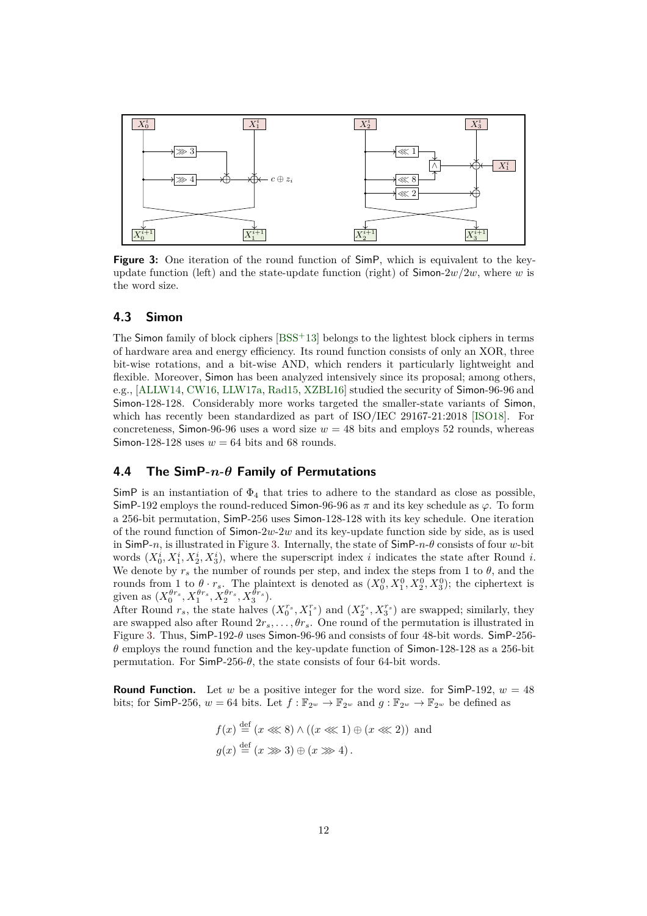**Figure 3:** One iteration of the round function of SimP, which is equivalent to the key-update function (left) and the state-update function (right) of Simon-$2w/2w$, where $w$ is the word size.

## 4.3 Simon

The Simon family of block ciphers [BSS+13] belongs to the lightest block ciphers in terms of hardware area and energy efficiency. Its round function consists of only an XOR, three bit-wise rotations, and a bit-wise AND, which renders it particularly lightweight and flexible. Moreover, Simon has been analyzed intensively since its proposal; among others, e.g., [ALLW14, CW16, LLW17a, Rad15, XZBL16] studied the security of Simon-96-96 and Simon-128-128. Considerably more works targeted the smaller-state variants of Simon, which has recently been standardized as part of ISO/IEC 29167-21:2018 [ISO18]. For concreteness, Simon-96-96 uses a word size $w = 48$ bits and employs 52 rounds, whereas Simon-128-128 uses $w = 64$ bits and 68 rounds.

## 4.4 The SimP-$n$-$\theta$ Family of Permutations

SimP is an instantiation of $\Phi_4$ that tries to adhere to the standard as close as possible, SimP-192 employs the round-reduced Simon-96-96 as $\pi$ and its key schedule as $\varphi$. To form a 256-bit permutation, SimP-256 uses Simon-128-128 with its key schedule. One iteration of the round function of Simon-$2w$-$2w$ and its key-update function side by side, as is used in SimP-$n$, is illustrated in Figure 3. Internally, the state of SimP-$n$-$\theta$ consists of four $w$-bit words $(X_0^i, X_1^i, X_2^i, X_3^i)$, where the superscript index $i$ indicates the state after Round $i$. We denote by $r_s$ the number of rounds per step, and index the steps from 1 to $\theta$, and the rounds from 1 to $\theta \cdot r_s$. The plaintext is denoted as $(X_0^0, X_1^0, X_2^0, X_3^0)$; the ciphertext is given as $(X_0^{\theta r_s}, X_1^{\theta r_s}, X_2^{\theta r_s}, X_3^{\theta r_s})$.
After Round $r_s$, the state halves $(X_0^{r_s}, X_1^{r_s})$ and $(X_2^{r_s}, X_3^{r_s})$ are swapped; similarly, they are swapped also after Round $2r_s, \ldots, \theta r_s$. One round of the permutation is illustrated in Figure 3. Thus, SimP-192-$\theta$ uses Simon-96-96 and consists of four 48-bit words. SimP-256-$\theta$ employs the round function and the key-update function of Simon-128-128 as a 256-bit permutation. For SimP-256-$\theta$, the state consists of four 64-bit words.

**Round Function.** Let $w$ be a positive integer for the word size. for SimP-192, $w = 48$ bits; for SimP-256, $w = 64$ bits. Let $f : \mathbb{F}_{2^w} \to \mathbb{F}_{2^w}$ and $g : \mathbb{F}_{2^w} \to \mathbb{F}_{2^w}$ be defined as

$$f(x) \stackrel{\text{def}}{=} (x \lll 8) \wedge ((x \lll 1) \oplus (x \lll 2)) \text{ and}$$
$$g(x) \stackrel{\text{def}}{=} (x \ggg 3) \oplus (x \ggg 4).$$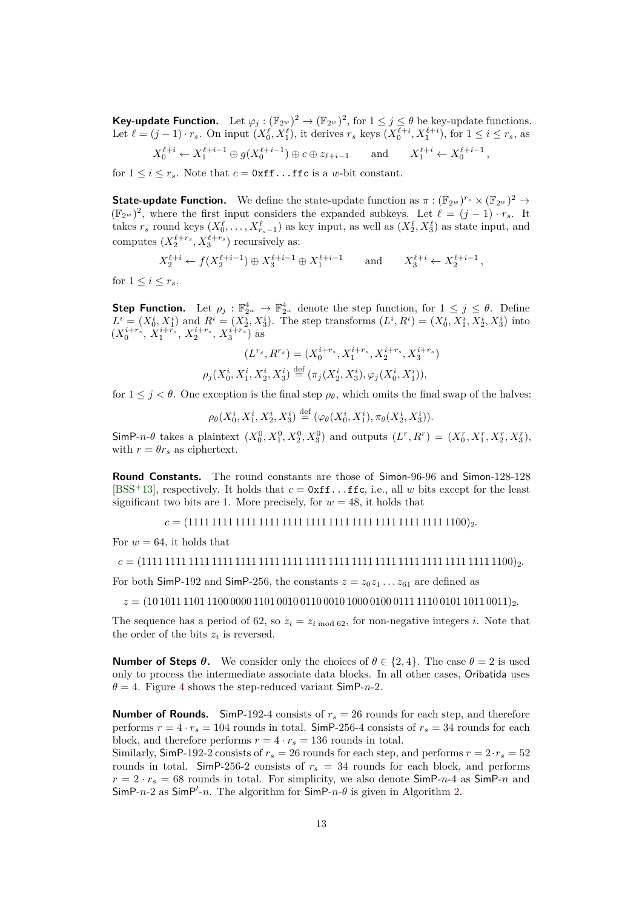**Key-update Function.** Let $\varphi_j : (\mathbb{F}_{2^w})^2 \to (\mathbb{F}_{2^w})^2$, for $1 \leq j \leq \theta$ be key-update functions. Let $\ell = (j-1) \cdot r_s$. On input $(X_0^\ell, X_1^\ell)$, it derives $r_s$ keys $(X_0^{\ell+i}, X_1^{\ell+i})$, for $1 \leq i \leq r_s$, as

$$X_0^{\ell+i} \leftarrow X_1^{\ell+i-1} \oplus g(X_0^{\ell+i-1}) \oplus c \oplus z_{\ell+i-1} \qquad \text{and} \qquad X_1^{\ell+i} \leftarrow X_0^{\ell+i-1},$$

for $1 \leq i \leq r_s$. Note that $c = \texttt{0xff...ffc}$ is a $w$-bit constant.

**State-update Function.** We define the state-update function as $\pi : (\mathbb{F}_{2^w})^{r_s} \times (\mathbb{F}_{2^w})^2 \to (\mathbb{F}_{2^w})^2$, where the first input considers the expanded subkeys. Let $\ell = (j-1) \cdot r_s$. It takes $r_s$ round keys $(X_0^\ell, \ldots, X_{r_s-1}^\ell)$ as key input, as well as $(X_2^\ell, X_3^\ell)$ as state input, and computes $(X_2^{\ell+r_s}, X_3^{\ell+r_s})$ recursively as:

$$X_2^{\ell+i} \leftarrow f(X_2^{\ell+i-1}) \oplus X_3^{\ell+i-1} \oplus X_1^{\ell+i-1} \qquad \text{and} \qquad X_3^{\ell+i} \leftarrow X_2^{\ell+i-1},$$

for $1 \leq i \leq r_s$.

**Step Function.** Let $\rho_j : \mathbb{F}_{2^w}^4 \to \mathbb{F}_{2^w}^4$ denote the step function, for $1 \leq j \leq \theta$. Define $L^i = (X_0^i, X_1^i)$ and $R^i = (X_2^i, X_3^i)$. The step transforms $(L^i, R^i) = (X_0^i, X_1^i, X_2^i, X_3^i)$ into $(X_0^{i+r_s}, X_1^{i+r_s}, X_2^{i+r_s}, X_3^{i+r_s})$ as

$$(L^{r_s}, R^{r_s}) = (X_0^{i+r_s}, X_1^{i+r_s}, X_2^{i+r_s}, X_3^{i+r_s})$$

$$\rho_j(X_0^i, X_1^i, X_2^i, X_3^i) \stackrel{\text{def}}{=} (\pi_j(X_2^i, X_3^i), \varphi_j(X_0^i, X_1^i)),$$

for $1 \leq j < \theta$. One exception is the final step $\rho_\theta$, which omits the final swap of the halves:

$$\rho_\theta(X_0^i, X_1^i, X_2^i, X_3^i) \stackrel{\text{def}}{=} (\varphi_\theta(X_0^i, X_1^i), \pi_\theta(X_2^i, X_3^i)).$$

SimP-$n$-$\theta$ takes a plaintext $(X_0^0, X_1^0, X_2^0, X_3^0)$ and outputs $(L^r, R^r) = (X_0^r, X_1^r, X_2^r, X_3^r)$, with $r = \theta r_s$ as ciphertext.

**Round Constants.** The round constants are those of Simon-96-96 and Simon-128-128 [BSS+13], respectively. It holds that $c = \texttt{0xff...ffc}$, i.e., all $w$ bits except for the least significant two bits are 1. More precisely, for $w = 48$, it holds that

$$c = (1111\,1111\,1111\,1111\,1111\,1111\,1111\,1111\,1111\,1111\,1111\,1100)_2.$$

For $w = 64$, it holds that

$$c = (1111\,1111\,1111\,1111\,1111\,1111\,1111\,1111\,1111\,1111\,1111\,1111\,1111\,1111\,1111\,1100)_2.$$

For both SimP-192 and SimP-256, the constants $z = z_0 z_1 \ldots z_{61}$ are defined as

$$z = (10\,1011\,1101\,1100\,0000\,1101\,0010\,0110\,0010\,1000\,0100\,0111\,1110\,0101\,1011\,0011)_2.$$

The sequence has a period of 62, so $z_i = z_{i \bmod 62}$, for non-negative integers $i$. Note that the order of the bits $z_i$ is reversed.

**Number of Steps $\theta$.** We consider only the choices of $\theta \in \{2, 4\}$. The case $\theta = 2$ is used only to process the intermediate associate data blocks. In all other cases, Oribatida uses $\theta = 4$. Figure 4 shows the step-reduced variant SimP-$n$-2.

**Number of Rounds.** SimP-192-4 consists of $r_s = 26$ rounds for each step, and therefore performs $r = 4 \cdot r_s = 104$ rounds in total. SimP-256-4 consists of $r_s = 34$ rounds for each block, and therefore performs $r = 4 \cdot r_s = 136$ rounds in total.
Similarly, SimP-192-2 consists of $r_s = 26$ rounds for each step, and performs $r = 2 \cdot r_s = 52$ rounds in total. SimP-256-2 consists of $r_s = 34$ rounds for each block, and performs $r = 2 \cdot r_s = 68$ rounds in total. For simplicity, we also denote SimP-$n$-4 as SimP-$n$ and SimP-$n$-2 as SimP′-$n$. The algorithm for SimP-$n$-$\theta$ is given in Algorithm 2.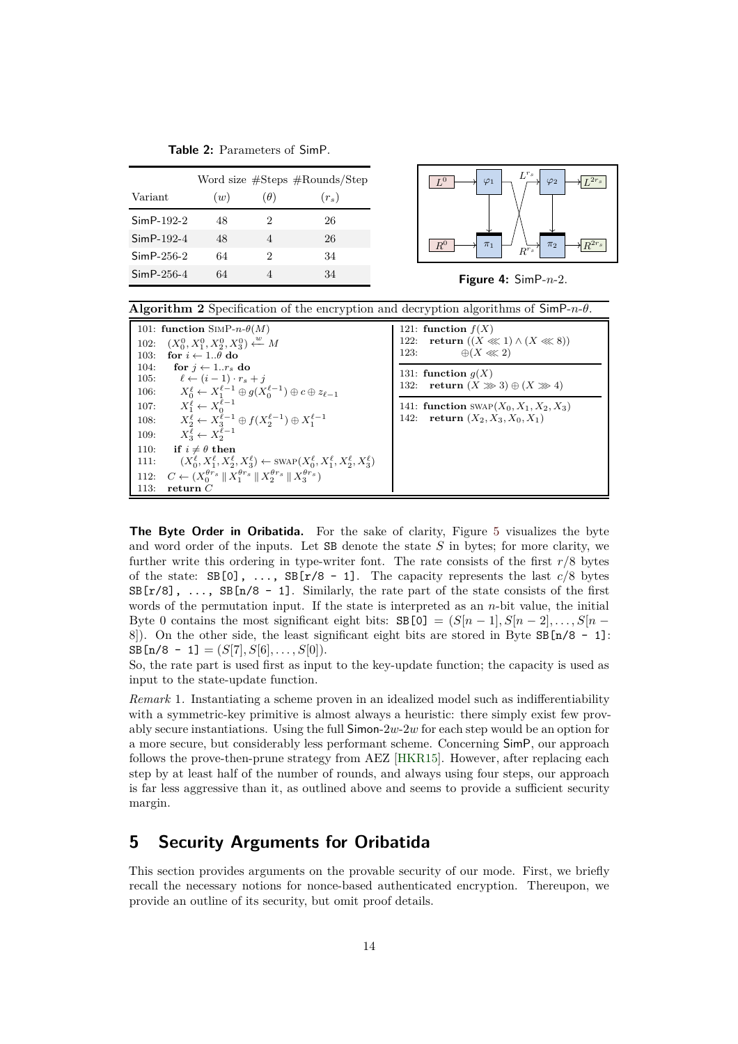**Table 2:** Parameters of SimP.

| Variant | Word size ($w$) | #Steps ($\theta$) | #Rounds/Step ($r_s$) |
|---|---|---|---|
| SimP-192-2 | 48 | 2 | 26 |
| SimP-192-4 | 48 | 4 | 26 |
| SimP-256-2 | 64 | 2 | 34 |
| SimP-256-4 | 64 | 4 | 34 |

**Figure 4:** SimP-$n$-2.

**Algorithm 2** Specification of the encryption and decryption algorithms of SimP-$n$-$\theta$.

```
101: function SIMP-n-θ(M)
102:   (X_0^0, X_1^0, X_2^0, X_3^0) ←^w M
103:   for i ← 1..θ do
104:     for j ← 1..r_s do
105:       ℓ ← (i − 1) · r_s + j
106:       X_0^ℓ ← X_1^{ℓ−1} ⊕ g(X_0^{ℓ−1}) ⊕ c ⊕ z_{ℓ−1}
107:       X_1^ℓ ← X_0^{ℓ−1}
108:       X_2^ℓ ← X_3^{ℓ−1} ⊕ f(X_2^{ℓ−1}) ⊕ X_1^{ℓ−1}
109:       X_3^ℓ ← X_2^{ℓ−1}
110:     if i ≠ θ then
111:       (X_0^ℓ, X_1^ℓ, X_2^ℓ, X_3^ℓ) ← SWAP(X_0^ℓ, X_1^ℓ, X_2^ℓ, X_3^ℓ)
112:   C ← (X_0^{θr_s} ‖ X_1^{θr_s} ‖ X_2^{θr_s} ‖ X_3^{θr_s})
113:   return C

121: function f(X)
122:   return ((X ⋘ 1) ∧ (X ⋘ 8))
123:          ⊕(X ⋘ 2)

131: function g(X)
132:   return (X ⋙ 3) ⊕ (X ⋙ 4)

141: function SWAP(X_0, X_1, X_2, X_3)
142:   return (X_2, X_3, X_0, X_1)
```

**The Byte Order in Oribatida.** For the sake of clarity, Figure 5 visualizes the byte and word order of the inputs. Let `SB` denote the state $S$ in bytes; for more clarity, we further write this ordering in type-writer font. The rate consists of the first $r/8$ bytes of the state: `SB[0], ..., SB[r/8 - 1]`. The capacity represents the last $c/8$ bytes `SB[r/8], ..., SB[n/8 - 1]`. Similarly, the rate part of the state consists of the first words of the permutation input. If the state is interpreted as an $n$-bit value, the initial Byte 0 contains the most significant eight bits: `SB[0]` $= (S[n-1], S[n-2], \ldots, S[n-8])$. On the other side, the least significant eight bits are stored in Byte `SB[n/8 - 1]`: `SB[n/8 - 1]` $= (S[7], S[6], \ldots, S[0])$.

So, the rate part is used first as input to the key-update function; the capacity is used as input to the state-update function.

*Remark* 1. Instantiating a scheme proven in an idealized model such as indifferentiability with a symmetric-key primitive is almost always a heuristic: there simply exist few provably secure instantiations. Using the full Simon-$2w$-$2w$ for each step would be an option for a more secure, but considerably less performant scheme. Concerning SimP, our approach follows the prove-then-prune strategy from AEZ [HKR15]. However, after replacing each step by at least half of the number of rounds, and always using four steps, our approach is far less aggressive than it, as outlined above and seems to provide a sufficient security margin.

## 5 Security Arguments for Oribatida

This section provides arguments on the provable security of our mode. First, we briefly recall the necessary notions for nonce-based authenticated encryption. Thereupon, we provide an outline of its security, but omit proof details.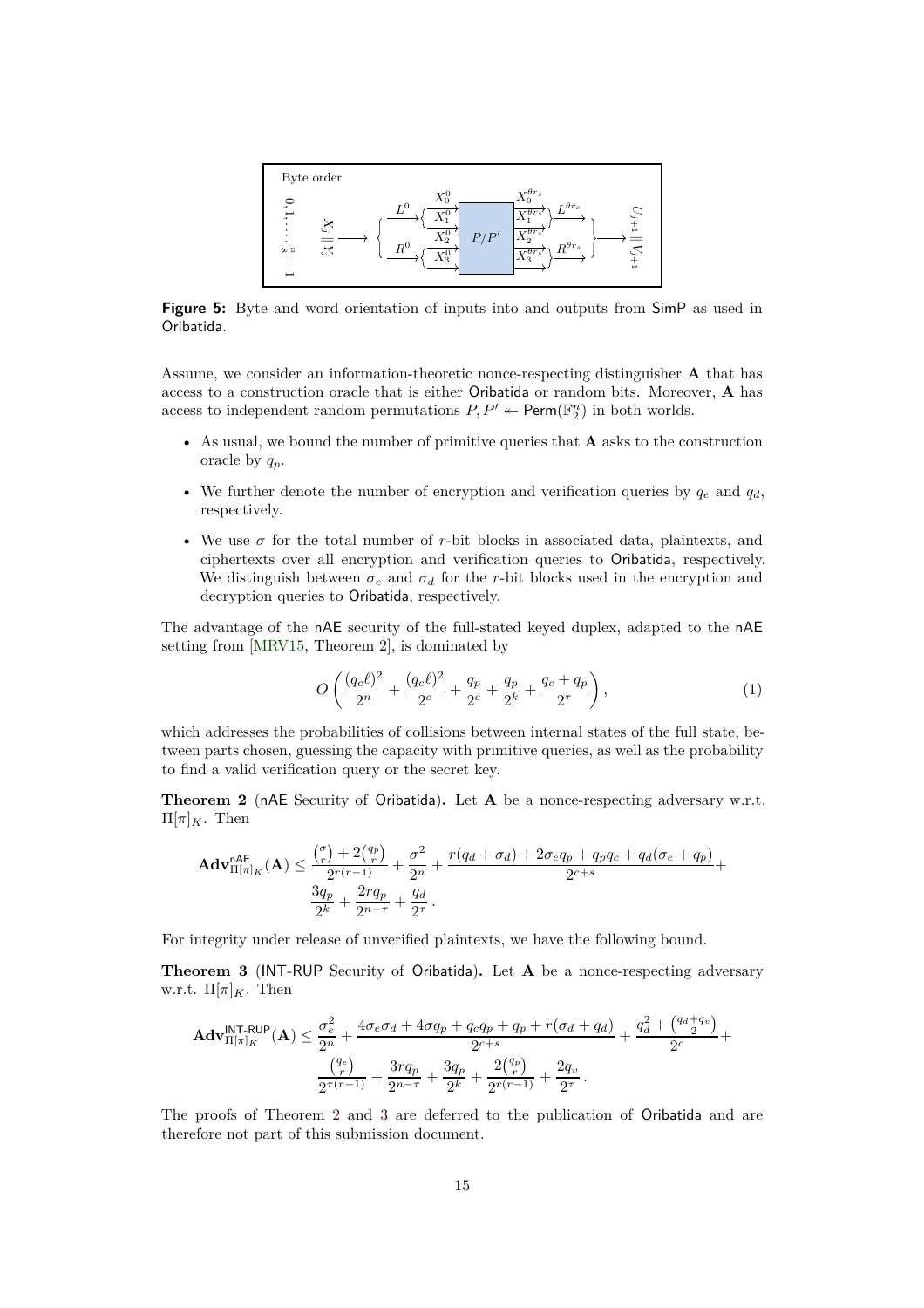Byte order

$0, 1, \ldots, \frac{n}{8} - 1$ $\quad X_j \parallel Y_j \longrightarrow \left\{ \begin{array}{l} L^0 \to X_0^0, X_1^0 \\ R^0 \to X_2^0, X_3^0 \end{array} \right. \quad P/P' \quad \begin{array}{l} X_0^{\theta r_s}, X_1^{\theta r_s} \to L^{\theta r_s} \\ X_2^{\theta r_s}, X_3^{\theta r_s} \to R^{\theta r_s} \end{array} \longrightarrow U_{j+1} \parallel V_{j+1}$

**Figure 5:** Byte and word orientation of inputs into and outputs from SimP as used in Oribatida.

Assume, we consider an information-theoretic nonce-respecting distinguisher $\mathbf{A}$ that has access to a construction oracle that is either Oribatida or random bits. Moreover, $\mathbf{A}$ has access to independent random permutations $P, P' \twoheadleftarrow \mathsf{Perm}(\mathbb{F}_2^n)$ in both worlds.

- As usual, we bound the number of primitive queries that $\mathbf{A}$ asks to the construction oracle by $q_p$.
- We further denote the number of encryption and verification queries by $q_e$ and $q_d$, respectively.
- We use $\sigma$ for the total number of $r$-bit blocks in associated data, plaintexts, and ciphertexts over all encryption and verification queries to Oribatida, respectively. We distinguish between $\sigma_e$ and $\sigma_d$ for the $r$-bit blocks used in the encryption and decryption queries to Oribatida, respectively.

The advantage of the nAE security of the full-stated keyed duplex, adapted to the nAE setting from [MRV15, Theorem 2], is dominated by

$$O\left(\frac{(q_c \ell)^2}{2^n} + \frac{(q_c \ell)^2}{2^c} + \frac{q_p}{2^c} + \frac{q_p}{2^k} + \frac{q_c + q_p}{2^\tau}\right), \tag{1}$$

which addresses the probabilities of collisions between internal states of the full state, between parts chosen, guessing the capacity with primitive queries, as well as the probability to find a valid verification query or the secret key.

**Theorem 2** (nAE Security of Oribatida)**.** Let $\mathbf{A}$ be a nonce-respecting adversary w.r.t. $\Pi[\pi]_K$. Then

$$\mathbf{Adv}^{\mathsf{nAE}}_{\Pi[\pi]_K}(\mathbf{A}) \leq \frac{\binom{\sigma}{r} + 2\binom{q_p}{r}}{2^{r(r-1)}} + \frac{\sigma^2}{2^n} + \frac{r(q_d + \sigma_d) + 2\sigma_e q_p + q_p q_c + q_d(\sigma_e + q_p)}{2^{c+s}} + \frac{3q_p}{2^k} + \frac{2rq_p}{2^{n-\tau}} + \frac{q_d}{2^\tau}\,.$$

For integrity under release of unverified plaintexts, we have the following bound.

**Theorem 3** (INT-RUP Security of Oribatida)**.** Let $\mathbf{A}$ be a nonce-respecting adversary w.r.t. $\Pi[\pi]_K$. Then

$$\mathbf{Adv}^{\mathsf{INT\text{-}RUP}}_{\Pi[\pi]_K}(\mathbf{A}) \leq \frac{\sigma_e^2}{2^n} + \frac{4\sigma_e\sigma_d + 4\sigma q_p + q_c q_p + q_p + r(\sigma_d + q_d)}{2^{c+s}} + \frac{q_d^2 + \binom{q_d + q_v}{2}}{2^c} + \frac{\binom{q_e}{r}}{2^{\tau(r-1)}} + \frac{3rq_p}{2^{n-\tau}} + \frac{3q_p}{2^k} + \frac{2\binom{q_p}{r}}{2^{r(r-1)}} + \frac{2q_v}{2^\tau}\,.$$

The proofs of Theorem 2 and 3 are deferred to the publication of Oribatida and are therefore not part of this submission document.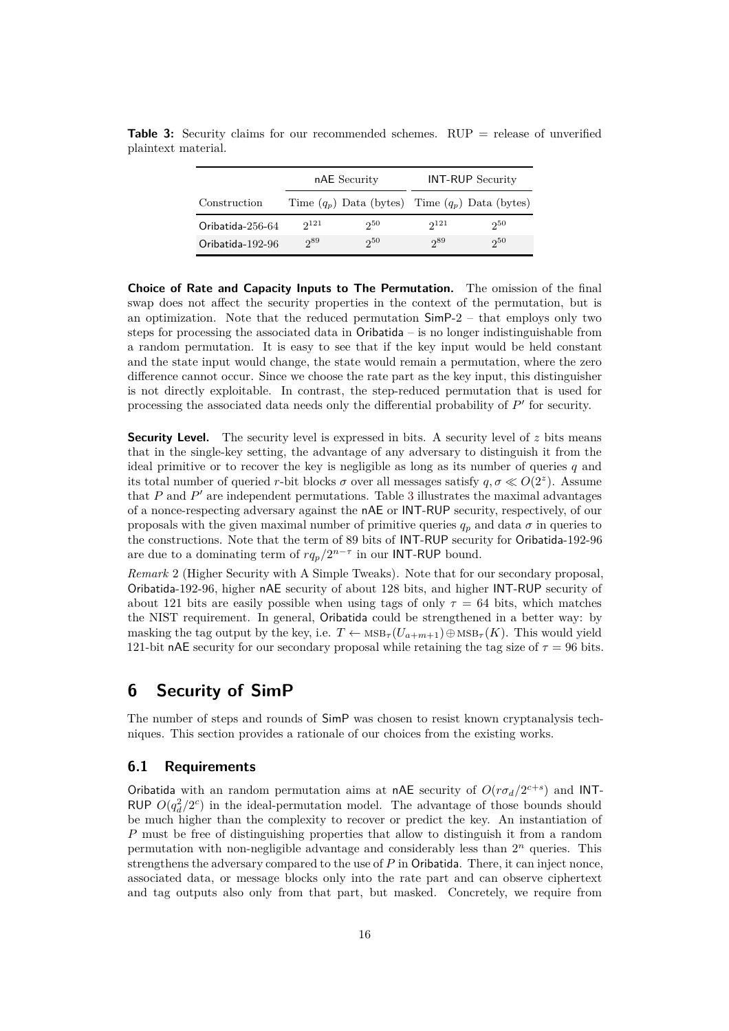**Table 3:** Security claims for our recommended schemes. RUP = release of unverified plaintext material.

| | nAE Security | | INT-RUP Security | |
|---|---|---|---|---|
| Construction | Time ($q_p$) | Data (bytes) | Time ($q_p$) | Data (bytes) |
| Oribatida-256-64 | $2^{121}$ | $2^{50}$ | $2^{121}$ | $2^{50}$ |
| Oribatida-192-96 | $2^{89}$ | $2^{50}$ | $2^{89}$ | $2^{50}$ |

**Choice of Rate and Capacity Inputs to The Permutation.** The omission of the final swap does not affect the security properties in the context of the permutation, but is an optimization. Note that the reduced permutation SimP-2 – that employs only two steps for processing the associated data in Oribatida – is no longer indistinguishable from a random permutation. It is easy to see that if the key input would be held constant and the state input would change, the state would remain a permutation, where the zero difference cannot occur. Since we choose the rate part as the key input, this distinguisher is not directly exploitable. In contrast, the step-reduced permutation that is used for processing the associated data needs only the differential probability of $P'$ for security.

**Security Level.** The security level is expressed in bits. A security level of $z$ bits means that in the single-key setting, the advantage of any adversary to distinguish it from the ideal primitive or to recover the key is negligible as long as its number of queries $q$ and its total number of queried $r$-bit blocks $\sigma$ over all messages satisfy $q, \sigma \ll O(2^z)$. Assume that $P$ and $P'$ are independent permutations. Table 3 illustrates the maximal advantages of a nonce-respecting adversary against the nAE or INT-RUP security, respectively, of our proposals with the given maximal number of primitive queries $q_p$ and data $\sigma$ in queries to the constructions. Note that the term of 89 bits of INT-RUP security for Oribatida-192-96 are due to a dominating term of $rq_p/2^{n-\tau}$ in our INT-RUP bound.

*Remark* 2 (Higher Security with A Simple Tweaks). Note that for our secondary proposal, Oribatida-192-96, higher nAE security of about 128 bits, and higher INT-RUP security of about 121 bits are easily possible when using tags of only $\tau = 64$ bits, which matches the NIST requirement. In general, Oribatida could be strengthened in a better way: by masking the tag output by the key, i.e. $T \leftarrow \text{MSB}_\tau(U_{a+m+1}) \oplus \text{MSB}_\tau(K)$. This would yield 121-bit nAE security for our secondary proposal while retaining the tag size of $\tau = 96$ bits.

# 6 Security of SimP

The number of steps and rounds of SimP was chosen to resist known cryptanalysis techniques. This section provides a rationale of our choices from the existing works.

## 6.1 Requirements

Oribatida with an random permutation aims at nAE security of $O(r\sigma_d/2^{c+s})$ and INT-RUP $O(q_d^2/2^c)$ in the ideal-permutation model. The advantage of those bounds should be much higher than the complexity to recover or predict the key. An instantiation of $P$ must be free of distinguishing properties that allow to distinguish it from a random permutation with non-negligible advantage and considerably less than $2^n$ queries. This strengthens the adversary compared to the use of $P$ in Oribatida. There, it can inject nonce, associated data, or message blocks only into the rate part and can observe ciphertext and tag outputs also only from that part, but masked. Concretely, we require from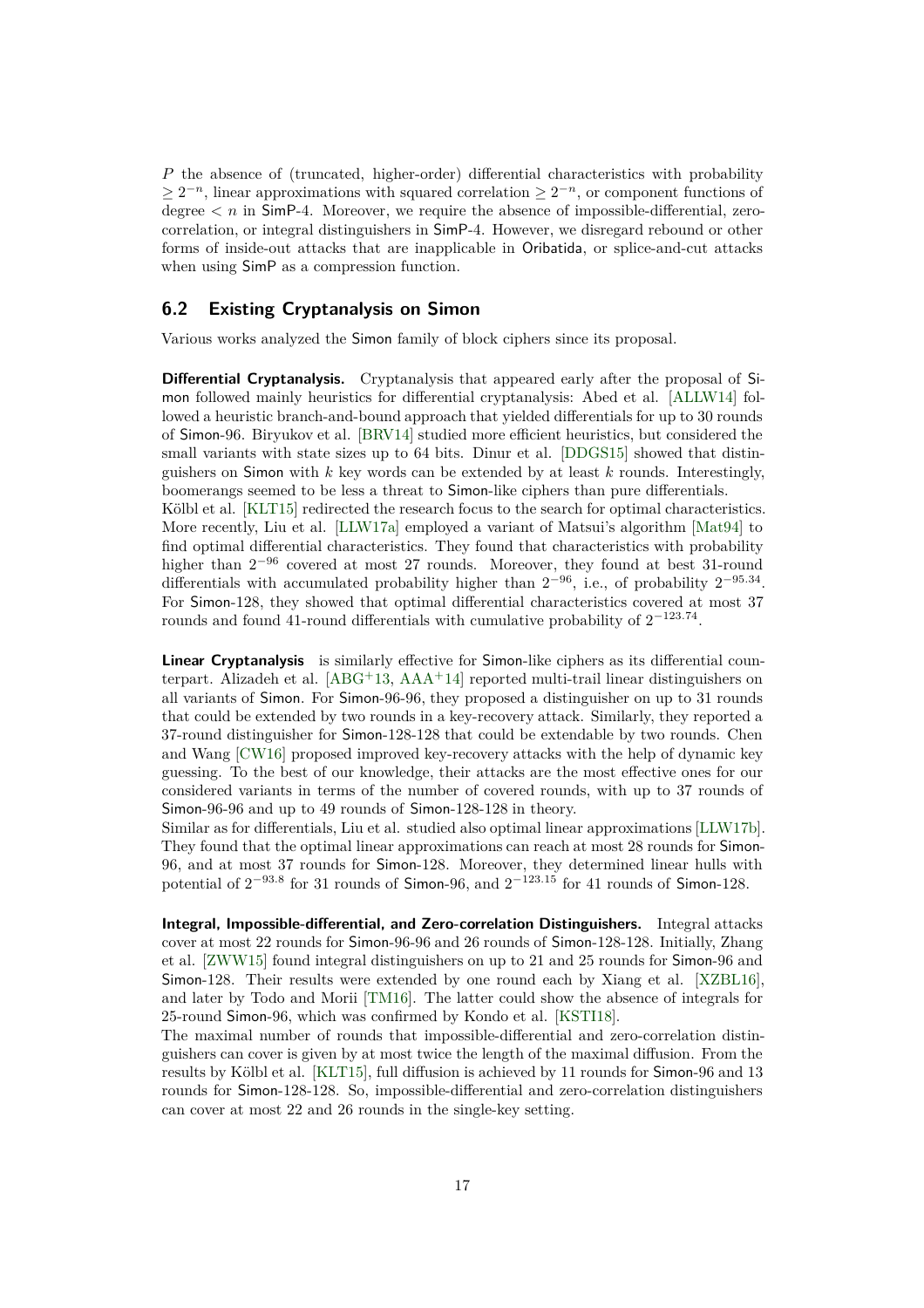$P$ the absence of (truncated, higher-order) differential characteristics with probability $\geq 2^{-n}$, linear approximations with squared correlation $\geq 2^{-n}$, or component functions of degree $< n$ in SimP-4. Moreover, we require the absence of impossible-differential, zero-correlation, or integral distinguishers in SimP-4. However, we disregard rebound or other forms of inside-out attacks that are inapplicable in Oribatida, or splice-and-cut attacks when using SimP as a compression function.

## 6.2 Existing Cryptanalysis on Simon

Various works analyzed the Simon family of block ciphers since its proposal.

**Differential Cryptanalysis.** Cryptanalysis that appeared early after the proposal of Simon followed mainly heuristics for differential cryptanalysis: Abed et al. [ALLW14] followed a heuristic branch-and-bound approach that yielded differentials for up to 30 rounds of Simon-96. Biryukov et al. [BRV14] studied more efficient heuristics, but considered the small variants with state sizes up to 64 bits. Dinur et al. [DDGS15] showed that distinguishers on Simon with $k$ key words can be extended by at least $k$ rounds. Interestingly, boomerangs seemed to be less a threat to Simon-like ciphers than pure differentials.
Kölbl et al. [KLT15] redirected the research focus to the search for optimal characteristics. More recently, Liu et al. [LLW17a] employed a variant of Matsui's algorithm [Mat94] to find optimal differential characteristics. They found that characteristics with probability higher than $2^{-96}$ covered at most 27 rounds. Moreover, they found at best 31-round differentials with accumulated probability higher than $2^{-96}$, i.e., of probability $2^{-95.34}$. For Simon-128, they showed that optimal differential characteristics covered at most 37 rounds and found 41-round differentials with cumulative probability of $2^{-123.74}$.

**Linear Cryptanalysis** is similarly effective for Simon-like ciphers as its differential counterpart. Alizadeh et al. [ABG+13, AAA+14] reported multi-trail linear distinguishers on all variants of Simon. For Simon-96-96, they proposed a distinguisher on up to 31 rounds that could be extended by two rounds in a key-recovery attack. Similarly, they reported a 37-round distinguisher for Simon-128-128 that could be extendable by two rounds. Chen and Wang [CW16] proposed improved key-recovery attacks with the help of dynamic key guessing. To the best of our knowledge, their attacks are the most effective ones for our considered variants in terms of the number of covered rounds, with up to 37 rounds of Simon-96-96 and up to 49 rounds of Simon-128-128 in theory.
Similar as for differentials, Liu et al. studied also optimal linear approximations [LLW17b]. They found that the optimal linear approximations can reach at most 28 rounds for Simon-96, and at most 37 rounds for Simon-128. Moreover, they determined linear hulls with potential of $2^{-93.8}$ for 31 rounds of Simon-96, and $2^{-123.15}$ for 41 rounds of Simon-128.

**Integral, Impossible-differential, and Zero-correlation Distinguishers.** Integral attacks cover at most 22 rounds for Simon-96-96 and 26 rounds of Simon-128-128. Initially, Zhang et al. [ZWW15] found integral distinguishers on up to 21 and 25 rounds for Simon-96 and Simon-128. Their results were extended by one round each by Xiang et al. [XZBL16], and later by Todo and Morii [TM16]. The latter could show the absence of integrals for 25-round Simon-96, which was confirmed by Kondo et al. [KSTI18].
The maximal number of rounds that impossible-differential and zero-correlation distinguishers can cover is given by at most twice the length of the maximal diffusion. From the results by Kölbl et al. [KLT15], full diffusion is achieved by 11 rounds for Simon-96 and 13 rounds for Simon-128-128. So, impossible-differential and zero-correlation distinguishers can cover at most 22 and 26 rounds in the single-key setting.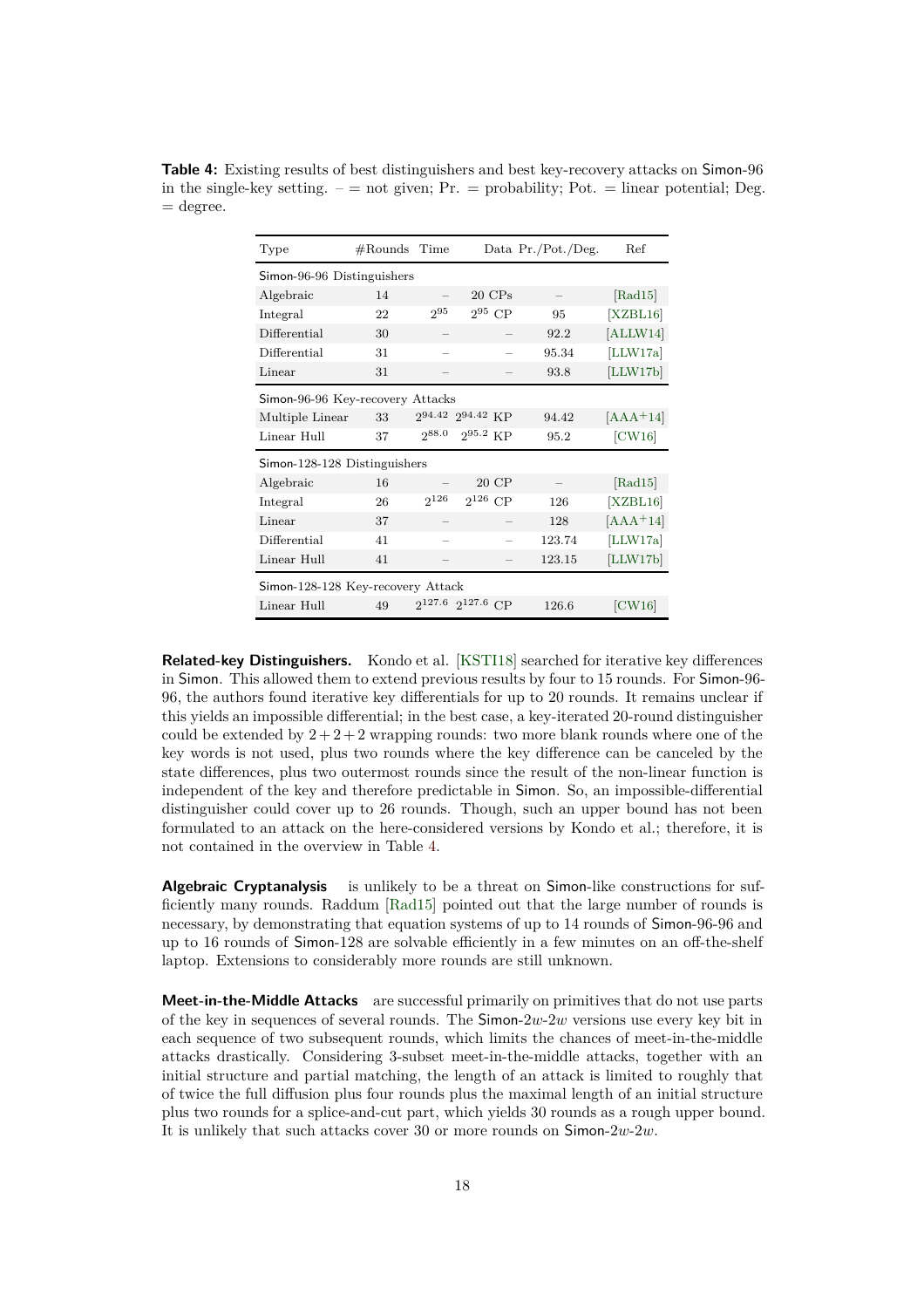**Table 4:** Existing results of best distinguishers and best key-recovery attacks on Simon-96 in the single-key setting. – = not given; Pr. = probability; Pot. = linear potential; Deg. = degree.

| Type | #Rounds | Time | Data | Pr./Pot./Deg. | Ref |
|---|---|---|---|---|---|
| Simon-96-96 Distinguishers | | | | | |
| Algebraic | 14 | – | 20 CPs | – | [Rad15] |
| Integral | 22 | $2^{95}$ | $2^{95}$ CP | 95 | [XZBL16] |
| Differential | 30 | – | – | 92.2 | [ALLW14] |
| Differential | 31 | – | – | 95.34 | [LLW17a] |
| Linear | 31 | – | – | 93.8 | [LLW17b] |
| Simon-96-96 Key-recovery Attacks | | | | | |
| Multiple Linear | 33 | $2^{94.42}$ | $2^{94.42}$ KP | 94.42 | [AAA+14] |
| Linear Hull | 37 | $2^{88.0}$ | $2^{95.2}$ KP | 95.2 | [CW16] |
| Simon-128-128 Distinguishers | | | | | |
| Algebraic | 16 | – | 20 CP | – | [Rad15] |
| Integral | 26 | $2^{126}$ | $2^{126}$ CP | 126 | [XZBL16] |
| Linear | 37 | – | – | 128 | [AAA+14] |
| Differential | 41 | – | – | 123.74 | [LLW17a] |
| Linear Hull | 41 | – | – | 123.15 | [LLW17b] |
| Simon-128-128 Key-recovery Attack | | | | | |
| Linear Hull | 49 | $2^{127.6}$ | $2^{127.6}$ CP | 126.6 | [CW16] |

**Related-key Distinguishers.** Kondo et al. [KSTI18] searched for iterative key differences in Simon. This allowed them to extend previous results by four to 15 rounds. For Simon-96-96, the authors found iterative key differentials for up to 20 rounds. It remains unclear if this yields an impossible differential; in the best case, a key-iterated 20-round distinguisher could be extended by $2+2+2$ wrapping rounds: two more blank rounds where one of the key words is not used, plus two rounds where the key difference can be canceled by the state differences, plus two outermost rounds since the result of the non-linear function is independent of the key and therefore predictable in Simon. So, an impossible-differential distinguisher could cover up to 26 rounds. Though, such an upper bound has not been formulated to an attack on the here-considered versions by Kondo et al.; therefore, it is not contained in the overview in Table 4.

**Algebraic Cryptanalysis** is unlikely to be a threat on Simon-like constructions for sufficiently many rounds. Raddum [Rad15] pointed out that the large number of rounds is necessary, by demonstrating that equation systems of up to 14 rounds of Simon-96-96 and up to 16 rounds of Simon-128 are solvable efficiently in a few minutes on an off-the-shelf laptop. Extensions to considerably more rounds are still unknown.

**Meet-in-the-Middle Attacks** are successful primarily on primitives that do not use parts of the key in sequences of several rounds. The Simon-$2w$-$2w$ versions use every key bit in each sequence of two subsequent rounds, which limits the chances of meet-in-the-middle attacks drastically. Considering 3-subset meet-in-the-middle attacks, together with an initial structure and partial matching, the length of an attack is limited to roughly that of twice the full diffusion plus four rounds plus the maximal length of an initial structure plus two rounds for a splice-and-cut part, which yields 30 rounds as a rough upper bound. It is unlikely that such attacks cover 30 or more rounds on Simon-$2w$-$2w$.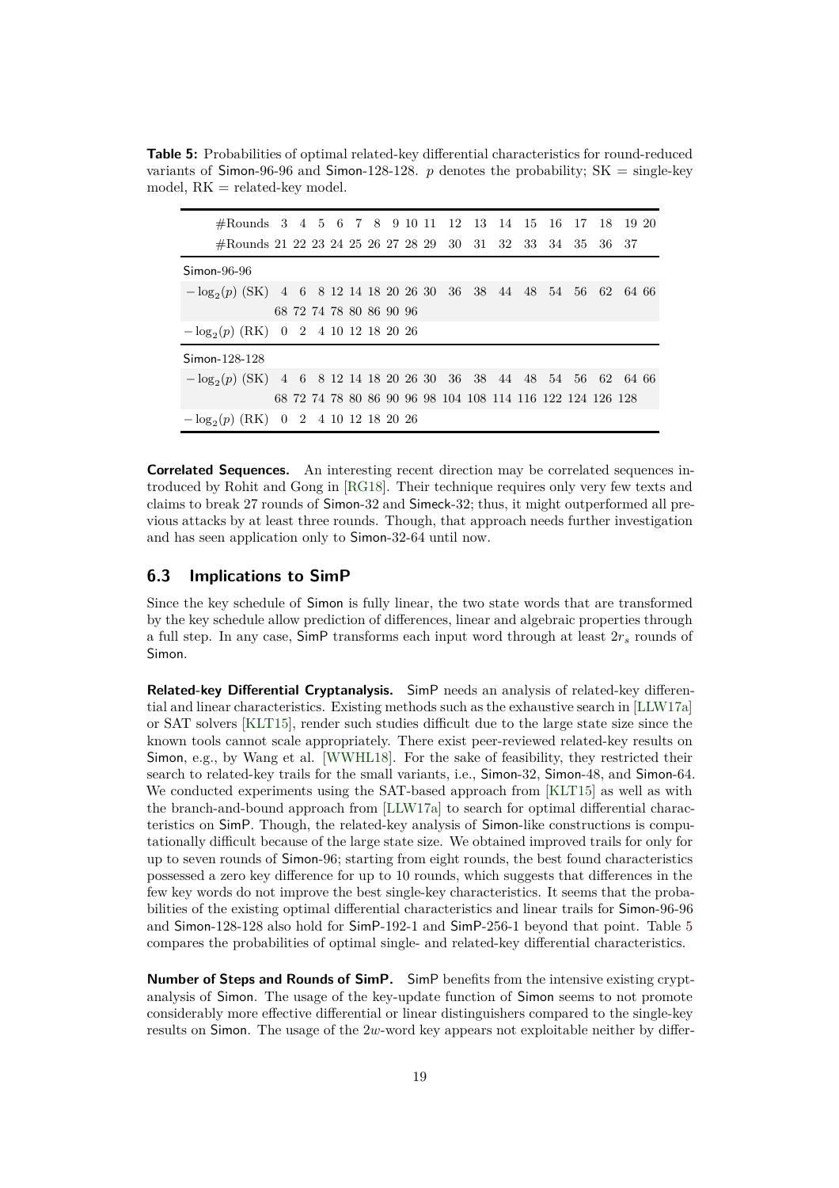**Table 5:** Probabilities of optimal related-key differential characteristics for round-reduced variants of Simon-96-96 and Simon-128-128. $p$ denotes the probability; SK = single-key model, RK = related-key model.

| #Rounds | 3 | 4 | 5 | 6 | 7 | 8 | 9 | 10 | 11 | 12 | 13 | 14 | 15 | 16 | 17 | 18 | 19 | 20 |
|---|---|---|---|---|---|---|---|---|---|---|---|---|---|---|---|---|---|---|
| #Rounds | 21 | 22 | 23 | 24 | 25 | 26 | 27 | 28 | 29 | 30 | 31 | 32 | 33 | 34 | 35 | 36 | 37 | |
| Simon-96-96 | | | | | | | | | | | | | | | | | | |
| $-\log_2(p)$ (SK) | 4 | 6 | 8 | 12 | 14 | 18 | 20 | 26 | 30 | 36 | 38 | 44 | 48 | 54 | 56 | 62 | 64 | 66 |
| | 68 | 72 | 74 | 78 | 80 | 86 | 90 | 96 | | | | | | | | | | |
| $-\log_2(p)$ (RK) | 0 | 2 | 4 | 10 | 12 | 18 | 20 | 26 | | | | | | | | | | |
| Simon-128-128 | | | | | | | | | | | | | | | | | | |
| $-\log_2(p)$ (SK) | 4 | 6 | 8 | 12 | 14 | 18 | 20 | 26 | 30 | 36 | 38 | 44 | 48 | 54 | 56 | 62 | 64 | 66 |
| | 68 | 72 | 74 | 78 | 80 | 86 | 90 | 96 | 98 | 104 | 108 | 114 | 116 | 122 | 124 | 126 | 128 | |
| $-\log_2(p)$ (RK) | 0 | 2 | 4 | 10 | 12 | 18 | 20 | 26 | | | | | | | | | | |

**Correlated Sequences.** An interesting recent direction may be correlated sequences introduced by Rohit and Gong in [RG18]. Their technique requires only very few texts and claims to break 27 rounds of Simon-32 and Simeck-32; thus, it might outperformed all previous attacks by at least three rounds. Though, that approach needs further investigation and has seen application only to Simon-32-64 until now.

## 6.3 Implications to SimP

Since the key schedule of Simon is fully linear, the two state words that are transformed by the key schedule allow prediction of differences, linear and algebraic properties through a full step. In any case, SimP transforms each input word through at least $2r_s$ rounds of Simon.

**Related-key Differential Cryptanalysis.** SimP needs an analysis of related-key differential and linear characteristics. Existing methods such as the exhaustive search in [LLW17a] or SAT solvers [KLT15], render such studies difficult due to the large state size since the known tools cannot scale appropriately. There exist peer-reviewed related-key results on Simon, e.g., by Wang et al. [WWHL18]. For the sake of feasibility, they restricted their search to related-key trails for the small variants, i.e., Simon-32, Simon-48, and Simon-64. We conducted experiments using the SAT-based approach from [KLT15] as well as with the branch-and-bound approach from [LLW17a] to search for optimal differential characteristics on SimP. Though, the related-key analysis of Simon-like constructions is computationally difficult because of the large state size. We obtained improved trails for only for up to seven rounds of Simon-96; starting from eight rounds, the best found characteristics possessed a zero key difference for up to 10 rounds, which suggests that differences in the few key words do not improve the best single-key characteristics. It seems that the probabilities of the existing optimal differential characteristics and linear trails for Simon-96-96 and Simon-128-128 also hold for SimP-192-1 and SimP-256-1 beyond that point. Table 5 compares the probabilities of optimal single- and related-key differential characteristics.

**Number of Steps and Rounds of SimP.** SimP benefits from the intensive existing cryptanalysis of Simon. The usage of the key-update function of Simon seems to not promote considerably more effective differential or linear distinguishers compared to the single-key results on Simon. The usage of the $2w$-word key appears not exploitable neither by differ-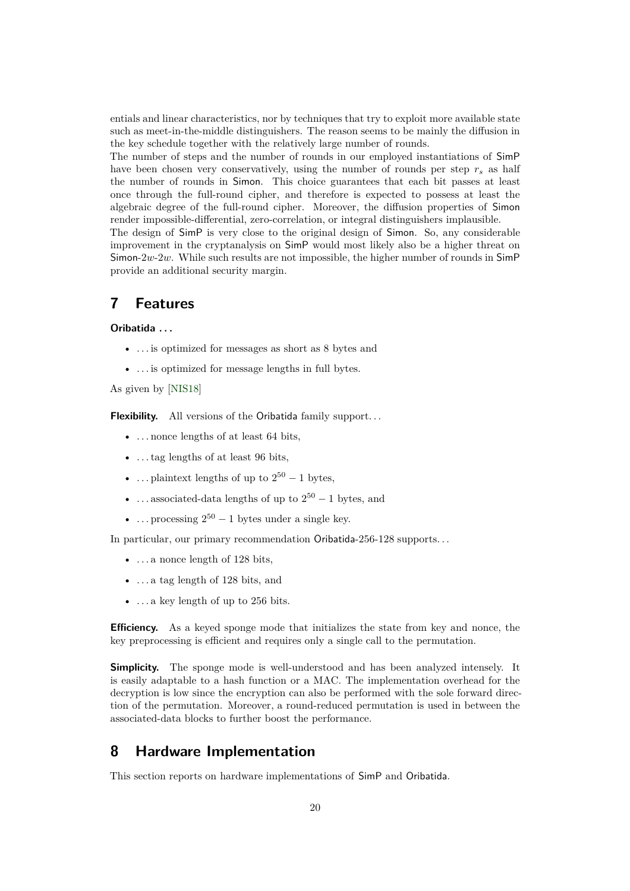entials and linear characteristics, nor by techniques that try to exploit more available state such as meet-in-the-middle distinguishers. The reason seems to be mainly the diffusion in the key schedule together with the relatively large number of rounds.

The number of steps and the number of rounds in our employed instantiations of SimP have been chosen very conservatively, using the number of rounds per step $r_s$ as half the number of rounds in Simon. This choice guarantees that each bit passes at least once through the full-round cipher, and therefore is expected to possess at least the algebraic degree of the full-round cipher. Moreover, the diffusion properties of Simon render impossible-differential, zero-correlation, or integral distinguishers implausible.

The design of SimP is very close to the original design of Simon. So, any considerable improvement in the cryptanalysis on SimP would most likely also be a higher threat on Simon-$2w$-$2w$. While such results are not impossible, the higher number of rounds in SimP provide an additional security margin.

# 7 Features

**Oribatida ...**

- ... is optimized for messages as short as 8 bytes and
- ... is optimized for message lengths in full bytes.

As given by [NIS18]

**Flexibility.** All versions of the Oribatida family support...

- ... nonce lengths of at least 64 bits,
- ... tag lengths of at least 96 bits,
- ... plaintext lengths of up to $2^{50} - 1$ bytes,
- ... associated-data lengths of up to $2^{50} - 1$ bytes, and
- ... processing $2^{50} - 1$ bytes under a single key.

In particular, our primary recommendation Oribatida-256-128 supports...

- ... a nonce length of 128 bits,
- ... a tag length of 128 bits, and
- ... a key length of up to 256 bits.

**Efficiency.** As a keyed sponge mode that initializes the state from key and nonce, the key preprocessing is efficient and requires only a single call to the permutation.

**Simplicity.** The sponge mode is well-understood and has been analyzed intensely. It is easily adaptable to a hash function or a MAC. The implementation overhead for the decryption is low since the encryption can also be performed with the sole forward direction of the permutation. Moreover, a round-reduced permutation is used in between the associated-data blocks to further boost the performance.

# 8 Hardware Implementation

This section reports on hardware implementations of SimP and Oribatida.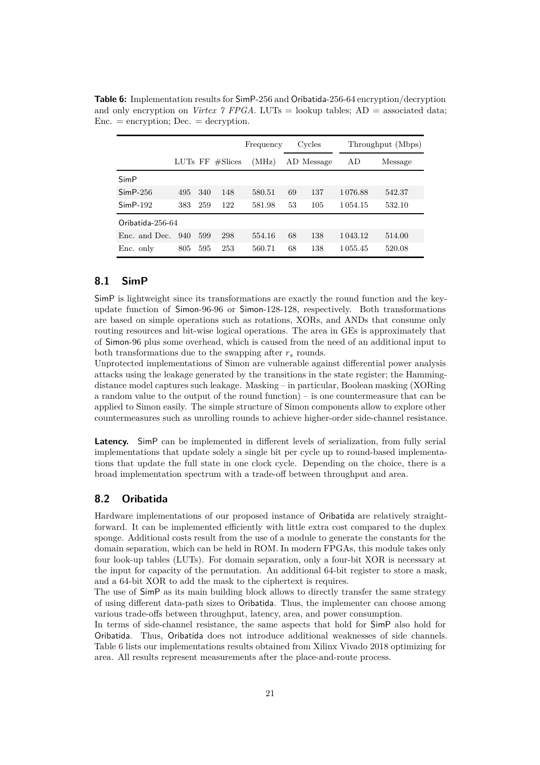**Table 6:** Implementation results for SimP-256 and Oribatida-256-64 encryption/decryption and only encryption on *Virtex 7 FPGA*. LUTs = lookup tables; AD = associated data; Enc. = encryption; Dec. = decryption.

| | LUTs | FF | #Slices | Frequency (MHz) | Cycles | | Throughput (Mbps) | |
|---|---|---|---|---|---|---|---|---|
| | | | | | AD | Message | AD | Message |
| SimP | | | | | | | | |
| SimP-256 | 495 | 340 | 148 | 580.51 | 69 | 137 | 1 076.88 | 542.37 |
| SimP-192 | 383 | 259 | 122 | 581.98 | 53 | 105 | 1 054.15 | 532.10 |
| Oribatida-256-64 | | | | | | | | |
| Enc. and Dec. | 940 | 599 | 298 | 554.16 | 68 | 138 | 1 043.12 | 514.00 |
| Enc. only | 805 | 595 | 253 | 560.71 | 68 | 138 | 1 055.45 | 520.08 |

## 8.1 SimP

SimP is lightweight since its transformations are exactly the round function and the key-update function of Simon-96-96 or Simon-128-128, respectively. Both transformations are based on simple operations such as rotations, XORs, and ANDs that consume only routing resources and bit-wise logical operations. The area in GEs is approximately that of Simon-96 plus some overhead, which is caused from the need of an additional input to both transformations due to the swapping after $r_s$ rounds.

Unprotected implementations of Simon are vulnerable against differential power analysis attacks using the leakage generated by the transitions in the state register; the Hamming-distance model captures such leakage. Masking – in particular, Boolean masking (XORing a random value to the output of the round function) – is one countermeasure that can be applied to Simon easily. The simple structure of Simon components allow to explore other countermeasures such as unrolling rounds to achieve higher-order side-channel resistance.

**Latency.** SimP can be implemented in different levels of serialization, from fully serial implementations that update solely a single bit per cycle up to round-based implementations that update the full state in one clock cycle. Depending on the choice, there is a broad implementation spectrum with a trade-off between throughput and area.

## 8.2 Oribatida

Hardware implementations of our proposed instance of Oribatida are relatively straightforward. It can be implemented efficiently with little extra cost compared to the duplex sponge. Additional costs result from the use of a module to generate the constants for the domain separation, which can be held in ROM. In modern FPGAs, this module takes only four look-up tables (LUTs). For domain separation, only a four-bit XOR is necessary at the input for capacity of the permutation. An additional 64-bit register to store a mask, and a 64-bit XOR to add the mask to the ciphertext is requires.

The use of SimP as its main building block allows to directly transfer the same strategy of using different data-path sizes to Oribatida. Thus, the implementer can choose among various trade-offs between throughput, latency, area, and power consumption.

In terms of side-channel resistance, the same aspects that hold for SimP also hold for Oribatida. Thus, Oribatida does not introduce additional weaknesses of side channels. Table 6 lists our implementations results obtained from Xilinx Vivado 2018 optimizing for area. All results represent measurements after the place-and-route process.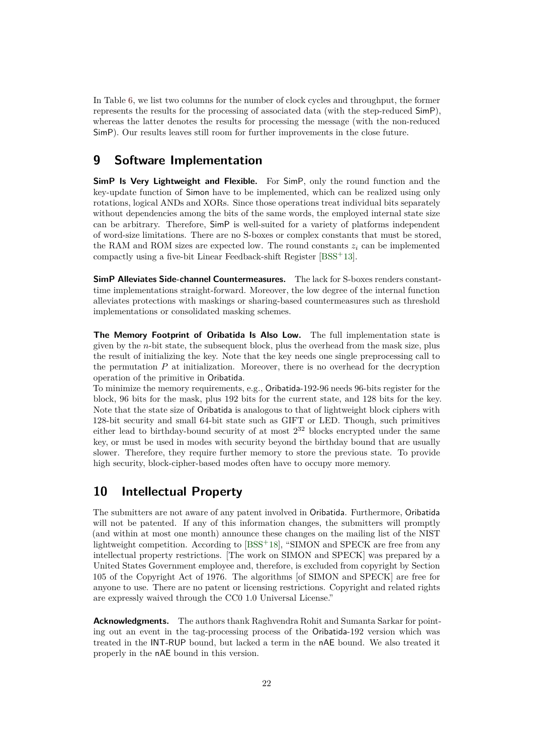In Table 6, we list two columns for the number of clock cycles and throughput, the former represents the results for the processing of associated data (with the step-reduced SimP), whereas the latter denotes the results for processing the message (with the non-reduced SimP). Our results leaves still room for further improvements in the close future.

## 9 Software Implementation

**SimP Is Very Lightweight and Flexible.** For SimP, only the round function and the key-update function of Simon have to be implemented, which can be realized using only rotations, logical ANDs and XORs. Since those operations treat individual bits separately without dependencies among the bits of the same words, the employed internal state size can be arbitrary. Therefore, SimP is well-suited for a variety of platforms independent of word-size limitations. There are no S-boxes or complex constants that must be stored, the RAM and ROM sizes are expected low. The round constants $z_i$ can be implemented compactly using a five-bit Linear Feedback-shift Register [BSS+13].

**SimP Alleviates Side-channel Countermeasures.** The lack for S-boxes renders constant-time implementations straight-forward. Moreover, the low degree of the internal function alleviates protections with maskings or sharing-based countermeasures such as threshold implementations or consolidated masking schemes.

**The Memory Footprint of Oribatida Is Also Low.** The full implementation state is given by the $n$-bit state, the subsequent block, plus the overhead from the mask size, plus the result of initializing the key. Note that the key needs one single preprocessing call to the permutation $P$ at initialization. Moreover, there is no overhead for the decryption operation of the primitive in Oribatida.
To minimize the memory requirements, e.g., Oribatida-192-96 needs 96-bits register for the block, 96 bits for the mask, plus 192 bits for the current state, and 128 bits for the key. Note that the state size of Oribatida is analogous to that of lightweight block ciphers with 128-bit security and small 64-bit state such as GIFT or LED. Though, such primitives either lead to birthday-bound security of at most $2^{32}$ blocks encrypted under the same key, or must be used in modes with security beyond the birthday bound that are usually slower. Therefore, they require further memory to store the previous state. To provide high security, block-cipher-based modes often have to occupy more memory.

## 10 Intellectual Property

The submitters are not aware of any patent involved in Oribatida. Furthermore, Oribatida will not be patented. If any of this information changes, the submitters will promptly (and within at most one month) announce these changes on the mailing list of the NIST lightweight competition. According to [BSS+18], "SIMON and SPECK are free from any intellectual property restrictions. [The work on SIMON and SPECK] was prepared by a United States Government employee and, therefore, is excluded from copyright by Section 105 of the Copyright Act of 1976. The algorithms [of SIMON and SPECK] are free for anyone to use. There are no patent or licensing restrictions. Copyright and related rights are expressly waived through the CC0 1.0 Universal License."

**Acknowledgments.** The authors thank Raghvendra Rohit and Sumanta Sarkar for pointing out an event in the tag-processing process of the Oribatida-192 version which was treated in the INT-RUP bound, but lacked a term in the nAE bound. We also treated it properly in the nAE bound in this version.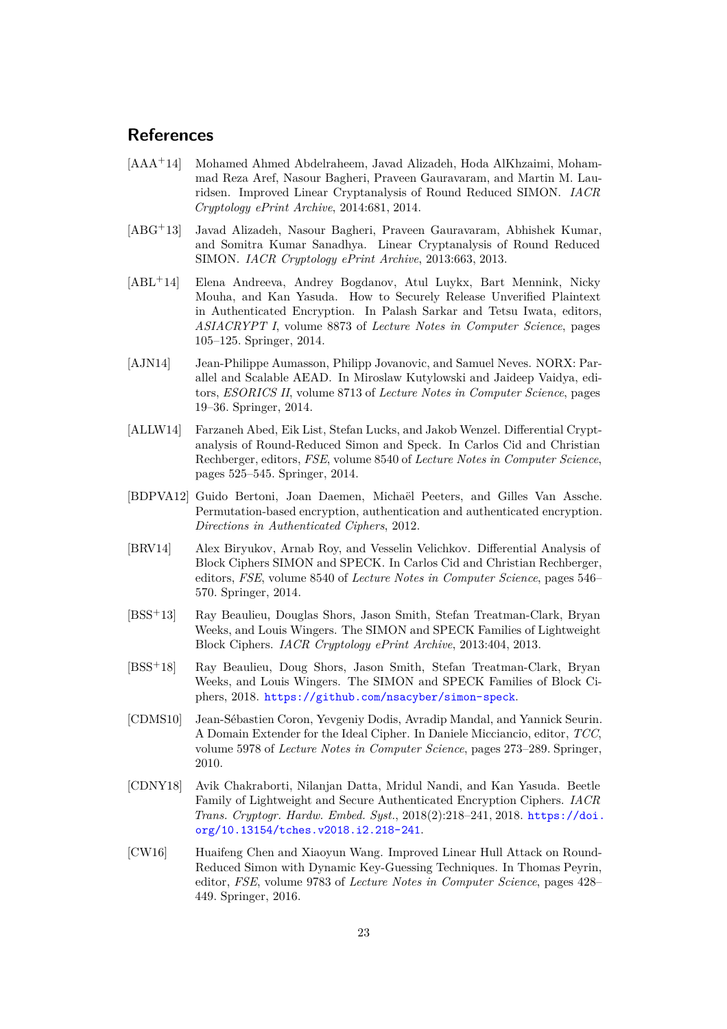## References

[AAA+14] Mohamed Ahmed Abdelraheem, Javad Alizadeh, Hoda AlKhzaimi, Mohammad Reza Aref, Nasour Bagheri, Praveen Gauravaram, and Martin M. Lauridsen. Improved Linear Cryptanalysis of Round Reduced SIMON. *IACR Cryptology ePrint Archive*, 2014:681, 2014.

[ABG+13] Javad Alizadeh, Nasour Bagheri, Praveen Gauravaram, Abhishek Kumar, and Somitra Kumar Sanadhya. Linear Cryptanalysis of Round Reduced SIMON. *IACR Cryptology ePrint Archive*, 2013:663, 2013.

[ABL+14] Elena Andreeva, Andrey Bogdanov, Atul Luykx, Bart Mennink, Nicky Mouha, and Kan Yasuda. How to Securely Release Unverified Plaintext in Authenticated Encryption. In Palash Sarkar and Tetsu Iwata, editors, *ASIACRYPT I*, volume 8873 of *Lecture Notes in Computer Science*, pages 105–125. Springer, 2014.

[AJN14] Jean-Philippe Aumasson, Philipp Jovanovic, and Samuel Neves. NORX: Parallel and Scalable AEAD. In Miroslaw Kutylowski and Jaideep Vaidya, editors, *ESORICS II*, volume 8713 of *Lecture Notes in Computer Science*, pages 19–36. Springer, 2014.

[ALLW14] Farzaneh Abed, Eik List, Stefan Lucks, and Jakob Wenzel. Differential Cryptanalysis of Round-Reduced Simon and Speck. In Carlos Cid and Christian Rechberger, editors, *FSE*, volume 8540 of *Lecture Notes in Computer Science*, pages 525–545. Springer, 2014.

[BDPVA12] Guido Bertoni, Joan Daemen, Michaël Peeters, and Gilles Van Assche. Permutation-based encryption, authentication and authenticated encryption. *Directions in Authenticated Ciphers*, 2012.

[BRV14] Alex Biryukov, Arnab Roy, and Vesselin Velichkov. Differential Analysis of Block Ciphers SIMON and SPECK. In Carlos Cid and Christian Rechberger, editors, *FSE*, volume 8540 of *Lecture Notes in Computer Science*, pages 546–570. Springer, 2014.

[BSS+13] Ray Beaulieu, Douglas Shors, Jason Smith, Stefan Treatman-Clark, Bryan Weeks, and Louis Wingers. The SIMON and SPECK Families of Lightweight Block Ciphers. *IACR Cryptology ePrint Archive*, 2013:404, 2013.

[BSS+18] Ray Beaulieu, Doug Shors, Jason Smith, Stefan Treatman-Clark, Bryan Weeks, and Louis Wingers. The SIMON and SPECK Families of Block Ciphers, 2018. https://github.com/nsacyber/simon-speck.

[CDMS10] Jean-Sébastien Coron, Yevgeniy Dodis, Avradip Mandal, and Yannick Seurin. A Domain Extender for the Ideal Cipher. In Daniele Micciancio, editor, *TCC*, volume 5978 of *Lecture Notes in Computer Science*, pages 273–289. Springer, 2010.

[CDNY18] Avik Chakraborti, Nilanjan Datta, Mridul Nandi, and Kan Yasuda. Beetle Family of Lightweight and Secure Authenticated Encryption Ciphers. *IACR Trans. Cryptogr. Hardw. Embed. Syst.*, 2018(2):218–241, 2018. https://doi.org/10.13154/tches.v2018.i2.218-241.

[CW16] Huaifeng Chen and Xiaoyun Wang. Improved Linear Hull Attack on Round-Reduced Simon with Dynamic Key-Guessing Techniques. In Thomas Peyrin, editor, *FSE*, volume 9783 of *Lecture Notes in Computer Science*, pages 428–449. Springer, 2016.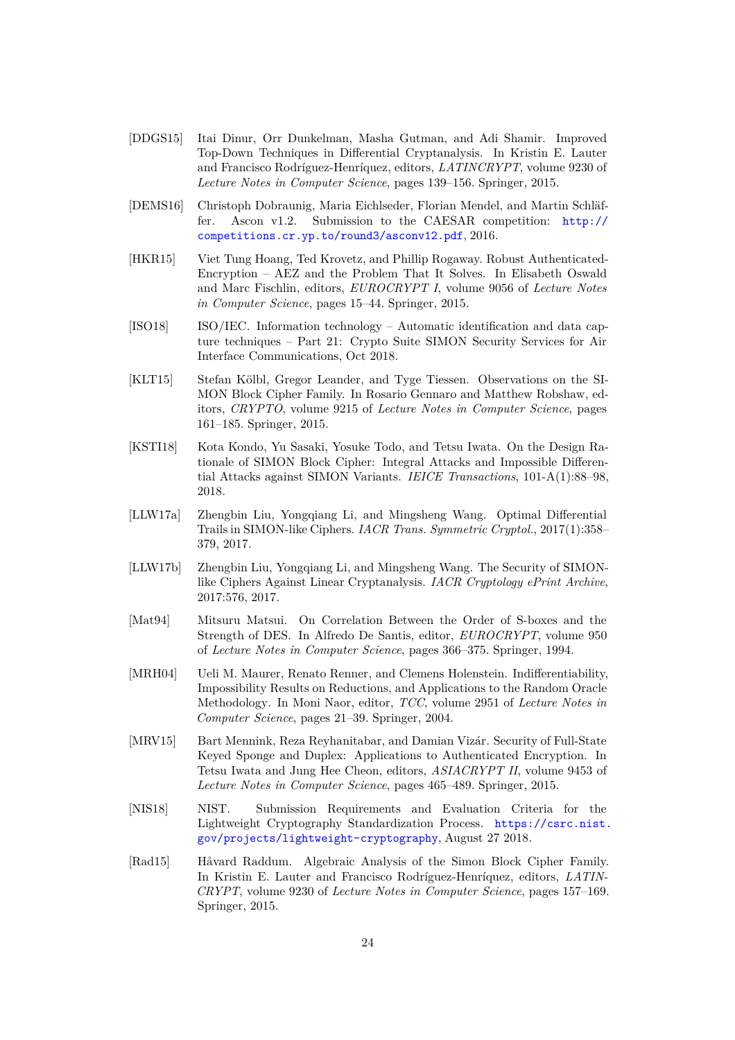[DDGS15] Itai Dinur, Orr Dunkelman, Masha Gutman, and Adi Shamir. Improved Top-Down Techniques in Differential Cryptanalysis. In Kristin E. Lauter and Francisco Rodríguez-Henríquez, editors, *LATINCRYPT*, volume 9230 of *Lecture Notes in Computer Science*, pages 139–156. Springer, 2015.

[DEMS16] Christoph Dobraunig, Maria Eichlseder, Florian Mendel, and Martin Schläffer. Ascon v1.2. Submission to the CAESAR competition: http://competitions.cr.yp.to/round3/asconv12.pdf, 2016.

[HKR15] Viet Tung Hoang, Ted Krovetz, and Phillip Rogaway. Robust Authenticated-Encryption – AEZ and the Problem That It Solves. In Elisabeth Oswald and Marc Fischlin, editors, *EUROCRYPT I*, volume 9056 of *Lecture Notes in Computer Science*, pages 15–44. Springer, 2015.

[ISO18] ISO/IEC. Information technology – Automatic identification and data capture techniques – Part 21: Crypto Suite SIMON Security Services for Air Interface Communications, Oct 2018.

[KLT15] Stefan Kölbl, Gregor Leander, and Tyge Tiessen. Observations on the SIMON Block Cipher Family. In Rosario Gennaro and Matthew Robshaw, editors, *CRYPTO*, volume 9215 of *Lecture Notes in Computer Science*, pages 161–185. Springer, 2015.

[KSTI18] Kota Kondo, Yu Sasaki, Yosuke Todo, and Tetsu Iwata. On the Design Rationale of SIMON Block Cipher: Integral Attacks and Impossible Differential Attacks against SIMON Variants. *IEICE Transactions*, 101-A(1):88–98, 2018.

[LLW17a] Zhengbin Liu, Yongqiang Li, and Mingsheng Wang. Optimal Differential Trails in SIMON-like Ciphers. *IACR Trans. Symmetric Cryptol.*, 2017(1):358–379, 2017.

[LLW17b] Zhengbin Liu, Yongqiang Li, and Mingsheng Wang. The Security of SIMON-like Ciphers Against Linear Cryptanalysis. *IACR Cryptology ePrint Archive*, 2017:576, 2017.

[Mat94] Mitsuru Matsui. On Correlation Between the Order of S-boxes and the Strength of DES. In Alfredo De Santis, editor, *EUROCRYPT*, volume 950 of *Lecture Notes in Computer Science*, pages 366–375. Springer, 1994.

[MRH04] Ueli M. Maurer, Renato Renner, and Clemens Holenstein. Indifferentiability, Impossibility Results on Reductions, and Applications to the Random Oracle Methodology. In Moni Naor, editor, *TCC*, volume 2951 of *Lecture Notes in Computer Science*, pages 21–39. Springer, 2004.

[MRV15] Bart Mennink, Reza Reyhanitabar, and Damian Vizár. Security of Full-State Keyed Sponge and Duplex: Applications to Authenticated Encryption. In Tetsu Iwata and Jung Hee Cheon, editors, *ASIACRYPT II*, volume 9453 of *Lecture Notes in Computer Science*, pages 465–489. Springer, 2015.

[NIS18] NIST. Submission Requirements and Evaluation Criteria for the Lightweight Cryptography Standardization Process. https://csrc.nist.gov/projects/lightweight-cryptography, August 27 2018.

[Rad15] Håvard Raddum. Algebraic Analysis of the Simon Block Cipher Family. In Kristin E. Lauter and Francisco Rodríguez-Henríquez, editors, *LATINCRYPT*, volume 9230 of *Lecture Notes in Computer Science*, pages 157–169. Springer, 2015.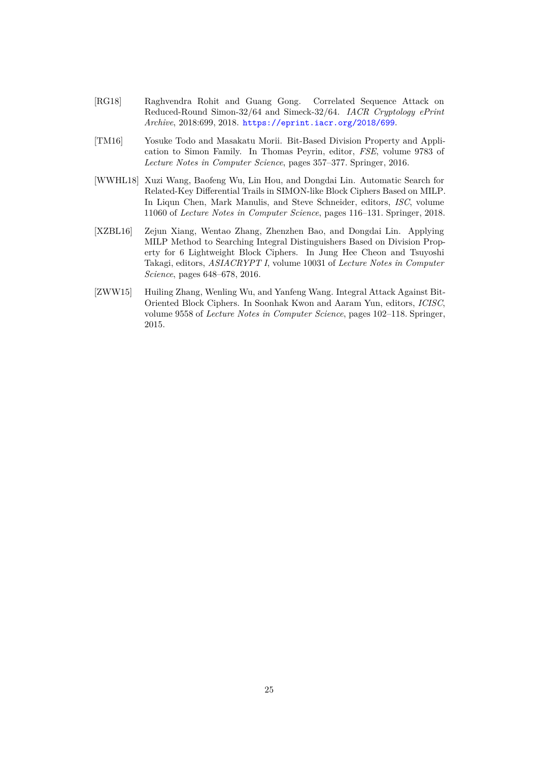[RG18] Raghvendra Rohit and Guang Gong. Correlated Sequence Attack on Reduced-Round Simon-32/64 and Simeck-32/64. *IACR Cryptology ePrint Archive*, 2018:699, 2018. https://eprint.iacr.org/2018/699.

[TM16] Yosuke Todo and Masakatu Morii. Bit-Based Division Property and Application to Simon Family. In Thomas Peyrin, editor, *FSE*, volume 9783 of *Lecture Notes in Computer Science*, pages 357–377. Springer, 2016.

[WWHL18] Xuzi Wang, Baofeng Wu, Lin Hou, and Dongdai Lin. Automatic Search for Related-Key Differential Trails in SIMON-like Block Ciphers Based on MILP. In Liqun Chen, Mark Manulis, and Steve Schneider, editors, *ISC*, volume 11060 of *Lecture Notes in Computer Science*, pages 116–131. Springer, 2018.

[XZBL16] Zejun Xiang, Wentao Zhang, Zhenzhen Bao, and Dongdai Lin. Applying MILP Method to Searching Integral Distinguishers Based on Division Property for 6 Lightweight Block Ciphers. In Jung Hee Cheon and Tsuyoshi Takagi, editors, *ASIACRYPT I*, volume 10031 of *Lecture Notes in Computer Science*, pages 648–678, 2016.

[ZWW15] Huiling Zhang, Wenling Wu, and Yanfeng Wang. Integral Attack Against Bit-Oriented Block Ciphers. In Soonhak Kwon and Aaram Yun, editors, *ICISC*, volume 9558 of *Lecture Notes in Computer Science*, pages 102–118. Springer, 2015.